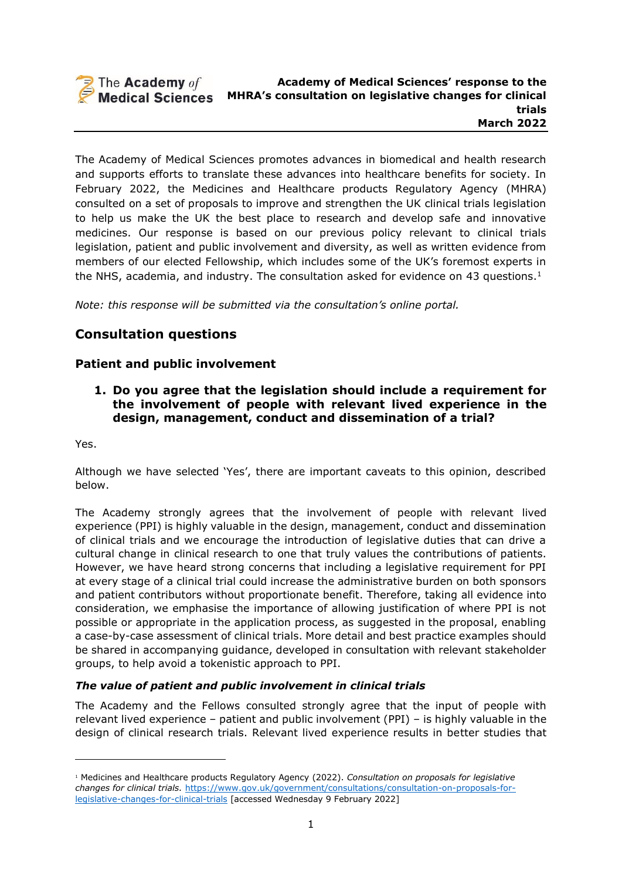The Academy of Medical Sciences

**Academy of Medical Sciences' response to the MHRA's consultation on legislative changes for clinical trials**
**March 2022**

The Academy of Medical Sciences promotes advances in biomedical and health research and supports efforts to translate these advances into healthcare benefits for society. In February 2022, the Medicines and Healthcare products Regulatory Agency (MHRA) consulted on a set of proposals to improve and strengthen the UK clinical trials legislation to help us make the UK the best place to research and develop safe and innovative medicines. Our response is based on our previous policy relevant to clinical trials legislation, patient and public involvement and diversity, as well as written evidence from members of our elected Fellowship, which includes some of the UK's foremost experts in the NHS, academia, and industry. The consultation asked for evidence on 43 questions.[1]

*Note: this response will be submitted via the consultation's online portal.*

## Consultation questions

### Patient and public involvement

**1. Do you agree that the legislation should include a requirement for the involvement of people with relevant lived experience in the design, management, conduct and dissemination of a trial?**

Yes.

Although we have selected 'Yes', there are important caveats to this opinion, described below.

The Academy strongly agrees that the involvement of people with relevant lived experience (PPI) is highly valuable in the design, management, conduct and dissemination of clinical trials and we encourage the introduction of legislative duties that can drive a cultural change in clinical research to one that truly values the contributions of patients. However, we have heard strong concerns that including a legislative requirement for PPI at every stage of a clinical trial could increase the administrative burden on both sponsors and patient contributors without proportionate benefit. Therefore, taking all evidence into consideration, we emphasise the importance of allowing justification of where PPI is not possible or appropriate in the application process, as suggested in the proposal, enabling a case-by-case assessment of clinical trials. More detail and best practice examples should be shared in accompanying guidance, developed in consultation with relevant stakeholder groups, to help avoid a tokenistic approach to PPI.

#### *The value of patient and public involvement in clinical trials*

The Academy and the Fellows consulted strongly agree that the input of people with relevant lived experience – patient and public involvement (PPI) – is highly valuable in the design of clinical research trials. Relevant lived experience results in better studies that

---

[1] Medicines and Healthcare products Regulatory Agency (2022). *Consultation on proposals for legislative changes for clinical trials.* https://www.gov.uk/government/consultations/consultation-on-proposals-for-legislative-changes-for-clinical-trials [accessed Wednesday 9 February 2022]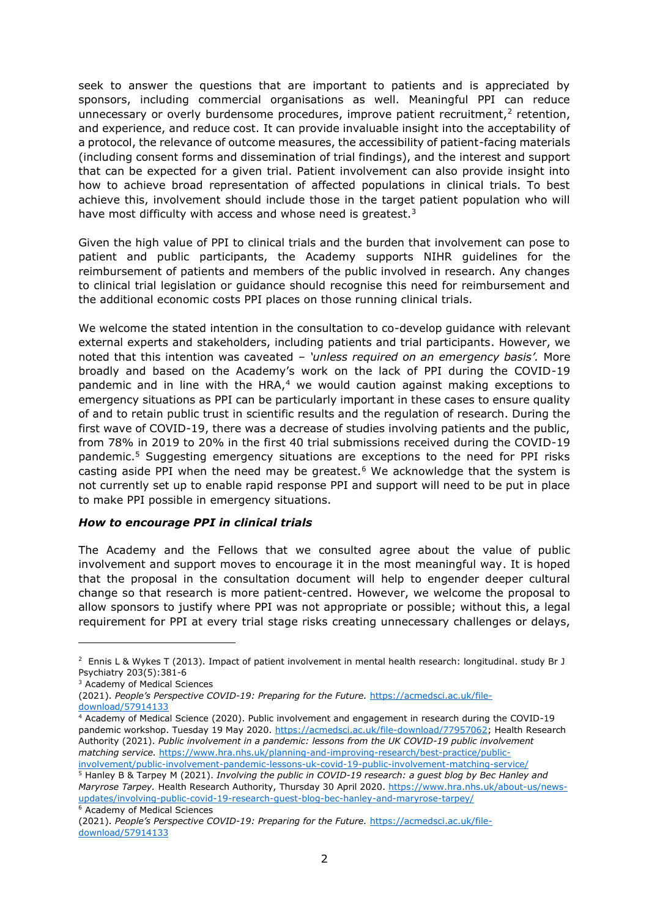seek to answer the questions that are important to patients and is appreciated by sponsors, including commercial organisations as well. Meaningful PPI can reduce unnecessary or overly burdensome procedures, improve patient recruitment,[2] retention, and experience, and reduce cost. It can provide invaluable insight into the acceptability of a protocol, the relevance of outcome measures, the accessibility of patient-facing materials (including consent forms and dissemination of trial findings), and the interest and support that can be expected for a given trial. Patient involvement can also provide insight into how to achieve broad representation of affected populations in clinical trials. To best achieve this, involvement should include those in the target patient population who will have most difficulty with access and whose need is greatest.[3]

Given the high value of PPI to clinical trials and the burden that involvement can pose to patient and public participants, the Academy supports NIHR guidelines for the reimbursement of patients and members of the public involved in research. Any changes to clinical trial legislation or guidance should recognise this need for reimbursement and the additional economic costs PPI places on those running clinical trials.

We welcome the stated intention in the consultation to co-develop guidance with relevant external experts and stakeholders, including patients and trial participants. However, we noted that this intention was caveated – *'unless required on an emergency basis'.* More broadly and based on the Academy's work on the lack of PPI during the COVID-19 pandemic and in line with the HRA,[4] we would caution against making exceptions to emergency situations as PPI can be particularly important in these cases to ensure quality of and to retain public trust in scientific results and the regulation of research. During the first wave of COVID-19, there was a decrease of studies involving patients and the public, from 78% in 2019 to 20% in the first 40 trial submissions received during the COVID-19 pandemic.[5] Suggesting emergency situations are exceptions to the need for PPI risks casting aside PPI when the need may be greatest.[6] We acknowledge that the system is not currently set up to enable rapid response PPI and support will need to be put in place to make PPI possible in emergency situations.

### *How to encourage PPI in clinical trials*

The Academy and the Fellows that we consulted agree about the value of public involvement and support moves to encourage it in the most meaningful way. It is hoped that the proposal in the consultation document will help to engender deeper cultural change so that research is more patient-centred. However, we welcome the proposal to allow sponsors to justify where PPI was not appropriate or possible; without this, a legal requirement for PPI at every trial stage risks creating unnecessary challenges or delays,

---

[2] Ennis L & Wykes T (2013). Impact of patient involvement in mental health research: longitudinal. study Br J Psychiatry 203(5):381-6

[3] Academy of Medical Sciences (2021). *People's Perspective COVID-19: Preparing for the Future.* https://acmedsci.ac.uk/file-download/57914133

[4] Academy of Medical Science (2020). Public involvement and engagement in research during the COVID-19 pandemic workshop. Tuesday 19 May 2020. https://acmedsci.ac.uk/file-download/77957062; Health Research Authority (2021). *Public involvement in a pandemic: lessons from the UK COVID-19 public involvement matching service.* https://www.hra.nhs.uk/planning-and-improving-research/best-practice/public-involvement/public-involvement-pandemic-lessons-uk-covid-19-public-involvement-matching-service/

[5] Hanley B & Tarpey M (2021). *Involving the public in COVID-19 research: a guest blog by Bec Hanley and Maryrose Tarpey.* Health Research Authority, Thursday 30 April 2020. https://www.hra.nhs.uk/about-us/news-updates/involving-public-covid-19-research-guest-blog-bec-hanley-and-maryrose-tarpey/

[6] Academy of Medical Sciences (2021). *People's Perspective COVID-19: Preparing for the Future.* https://acmedsci.ac.uk/file-download/57914133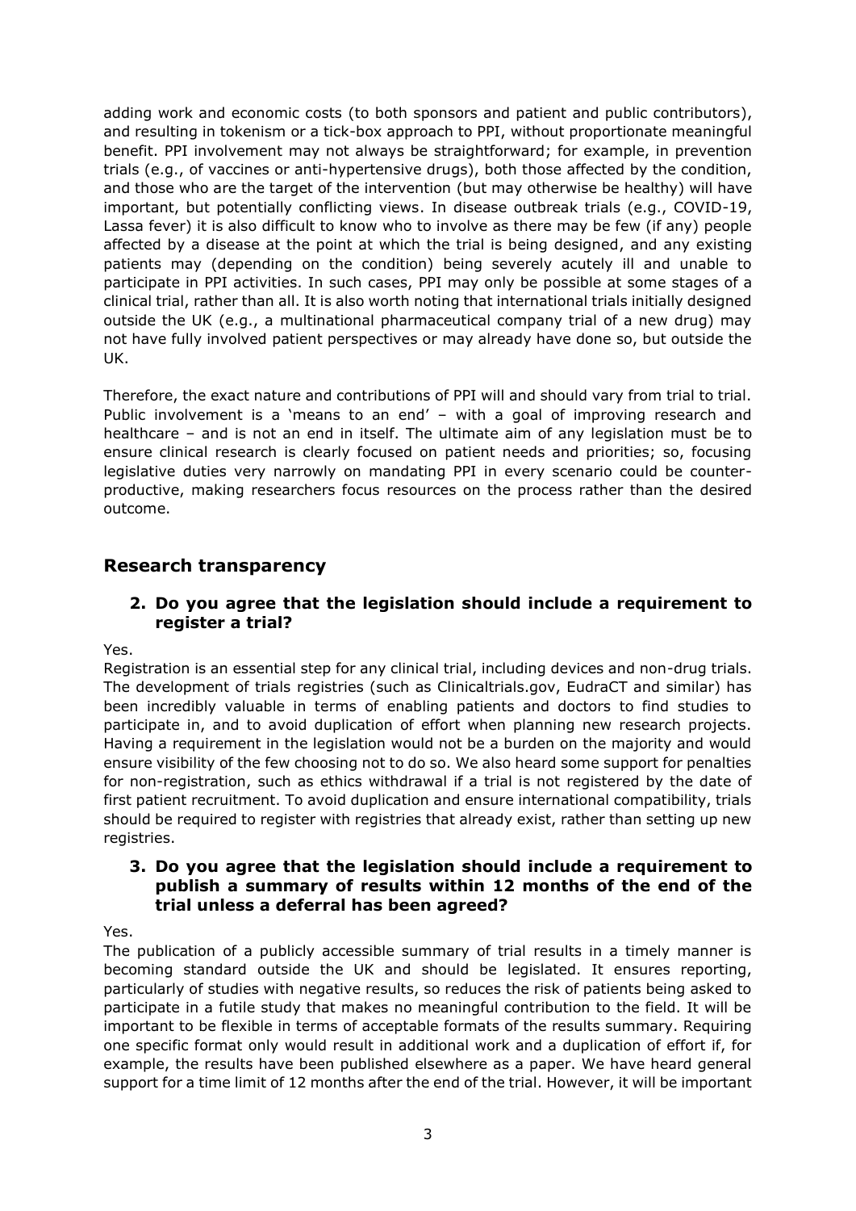adding work and economic costs (to both sponsors and patient and public contributors), and resulting in tokenism or a tick-box approach to PPI, without proportionate meaningful benefit. PPI involvement may not always be straightforward; for example, in prevention trials (e.g., of vaccines or anti-hypertensive drugs), both those affected by the condition, and those who are the target of the intervention (but may otherwise be healthy) will have important, but potentially conflicting views. In disease outbreak trials (e.g., COVID-19, Lassa fever) it is also difficult to know who to involve as there may be few (if any) people affected by a disease at the point at which the trial is being designed, and any existing patients may (depending on the condition) being severely acutely ill and unable to participate in PPI activities. In such cases, PPI may only be possible at some stages of a clinical trial, rather than all. It is also worth noting that international trials initially designed outside the UK (e.g., a multinational pharmaceutical company trial of a new drug) may not have fully involved patient perspectives or may already have done so, but outside the UK.

Therefore, the exact nature and contributions of PPI will and should vary from trial to trial. Public involvement is a 'means to an end' – with a goal of improving research and healthcare – and is not an end in itself. The ultimate aim of any legislation must be to ensure clinical research is clearly focused on patient needs and priorities; so, focusing legislative duties very narrowly on mandating PPI in every scenario could be counter-productive, making researchers focus resources on the process rather than the desired outcome.

## Research transparency

### 2. Do you agree that the legislation should include a requirement to register a trial?

Yes.

Registration is an essential step for any clinical trial, including devices and non-drug trials. The development of trials registries (such as Clinicaltrials.gov, EudraCT and similar) has been incredibly valuable in terms of enabling patients and doctors to find studies to participate in, and to avoid duplication of effort when planning new research projects. Having a requirement in the legislation would not be a burden on the majority and would ensure visibility of the few choosing not to do so. We also heard some support for penalties for non-registration, such as ethics withdrawal if a trial is not registered by the date of first patient recruitment. To avoid duplication and ensure international compatibility, trials should be required to register with registries that already exist, rather than setting up new registries.

### 3. Do you agree that the legislation should include a requirement to publish a summary of results within 12 months of the end of the trial unless a deferral has been agreed?

Yes.

The publication of a publicly accessible summary of trial results in a timely manner is becoming standard outside the UK and should be legislated. It ensures reporting, particularly of studies with negative results, so reduces the risk of patients being asked to participate in a futile study that makes no meaningful contribution to the field. It will be important to be flexible in terms of acceptable formats of the results summary. Requiring one specific format only would result in additional work and a duplication of effort if, for example, the results have been published elsewhere as a paper. We have heard general support for a time limit of 12 months after the end of the trial. However, it will be important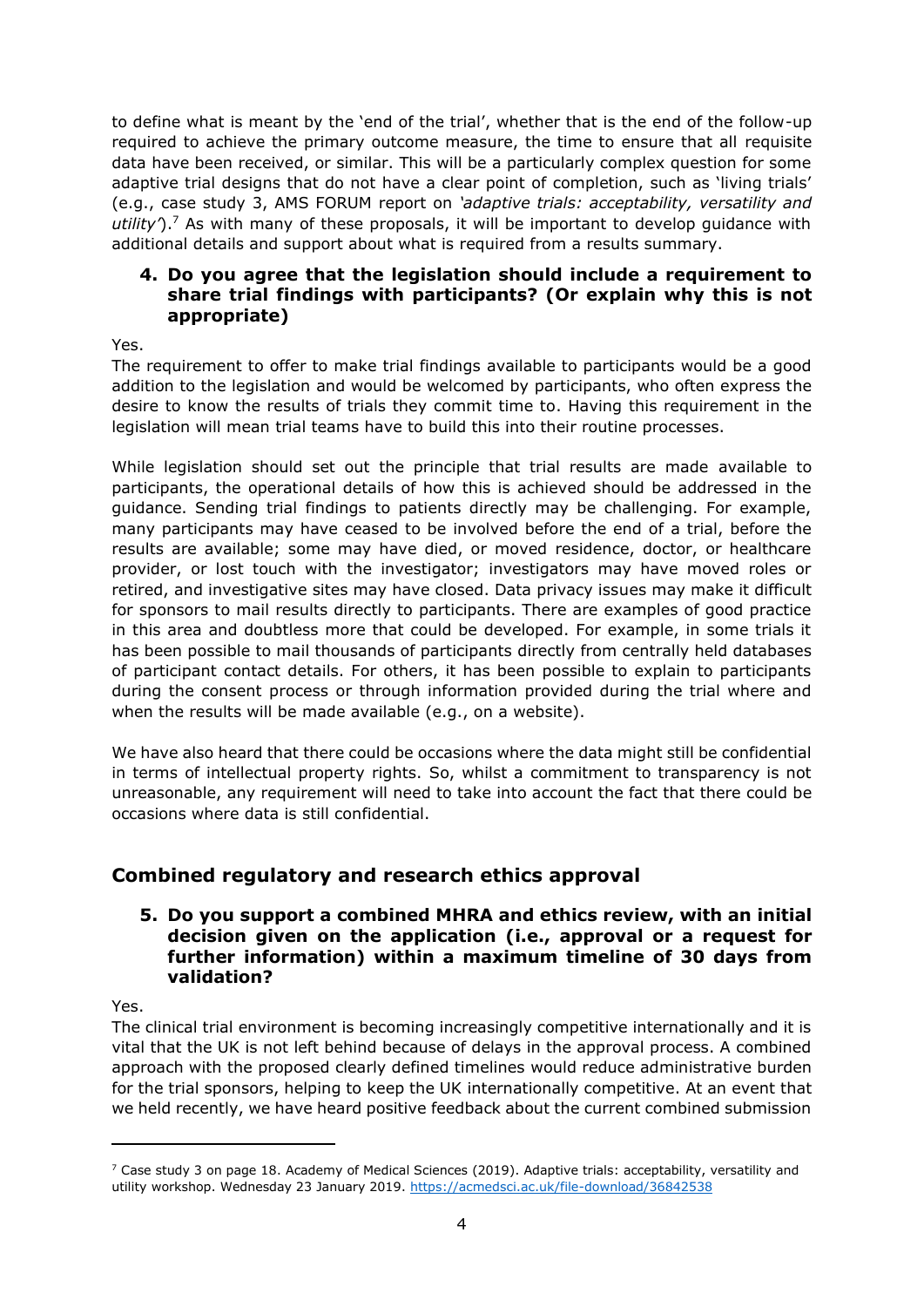to define what is meant by the 'end of the trial', whether that is the end of the follow-up required to achieve the primary outcome measure, the time to ensure that all requisite data have been received, or similar. This will be a particularly complex question for some adaptive trial designs that do not have a clear point of completion, such as 'living trials' (e.g., case study 3, AMS FORUM report on *'adaptive trials: acceptability, versatility and utility'*).[7] As with many of these proposals, it will be important to develop guidance with additional details and support about what is required from a results summary.

**4. Do you agree that the legislation should include a requirement to share trial findings with participants? (Or explain why this is not appropriate)**

Yes.
The requirement to offer to make trial findings available to participants would be a good addition to the legislation and would be welcomed by participants, who often express the desire to know the results of trials they commit time to. Having this requirement in the legislation will mean trial teams have to build this into their routine processes.

While legislation should set out the principle that trial results are made available to participants, the operational details of how this is achieved should be addressed in the guidance. Sending trial findings to patients directly may be challenging. For example, many participants may have ceased to be involved before the end of a trial, before the results are available; some may have died, or moved residence, doctor, or healthcare provider, or lost touch with the investigator; investigators may have moved roles or retired, and investigative sites may have closed. Data privacy issues may make it difficult for sponsors to mail results directly to participants. There are examples of good practice in this area and doubtless more that could be developed. For example, in some trials it has been possible to mail thousands of participants directly from centrally held databases of participant contact details. For others, it has been possible to explain to participants during the consent process or through information provided during the trial where and when the results will be made available (e.g., on a website).

We have also heard that there could be occasions where the data might still be confidential in terms of intellectual property rights. So, whilst a commitment to transparency is not unreasonable, any requirement will need to take into account the fact that there could be occasions where data is still confidential.

## Combined regulatory and research ethics approval

**5. Do you support a combined MHRA and ethics review, with an initial decision given on the application (i.e., approval or a request for further information) within a maximum timeline of 30 days from validation?**

Yes.
The clinical trial environment is becoming increasingly competitive internationally and it is vital that the UK is not left behind because of delays in the approval process. A combined approach with the proposed clearly defined timelines would reduce administrative burden for the trial sponsors, helping to keep the UK internationally competitive. At an event that we held recently, we have heard positive feedback about the current combined submission

[7] Case study 3 on page 18. Academy of Medical Sciences (2019). Adaptive trials: acceptability, versatility and utility workshop. Wednesday 23 January 2019. https://acmedsci.ac.uk/file-download/36842538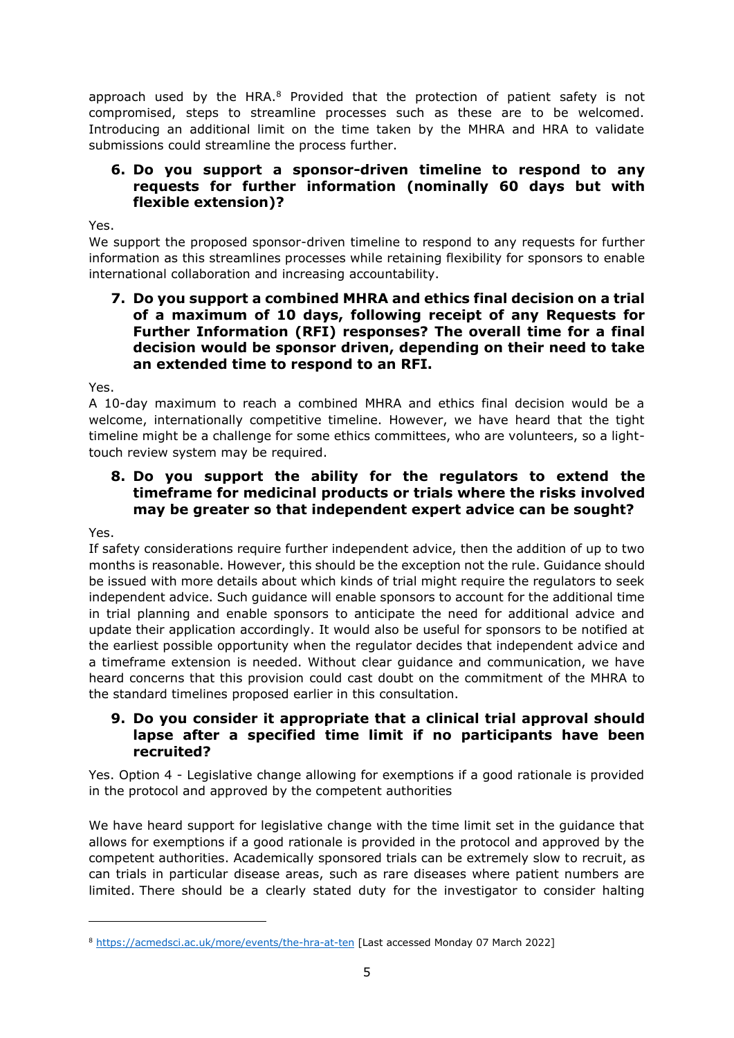approach used by the HRA.[8] Provided that the protection of patient safety is not compromised, steps to streamline processes such as these are to be welcomed. Introducing an additional limit on the time taken by the MHRA and HRA to validate submissions could streamline the process further.

**6. Do you support a sponsor-driven timeline to respond to any requests for further information (nominally 60 days but with flexible extension)?**

Yes.

We support the proposed sponsor-driven timeline to respond to any requests for further information as this streamlines processes while retaining flexibility for sponsors to enable international collaboration and increasing accountability.

**7. Do you support a combined MHRA and ethics final decision on a trial of a maximum of 10 days, following receipt of any Requests for Further Information (RFI) responses? The overall time for a final decision would be sponsor driven, depending on their need to take an extended time to respond to an RFI.**

Yes.

A 10-day maximum to reach a combined MHRA and ethics final decision would be a welcome, internationally competitive timeline. However, we have heard that the tight timeline might be a challenge for some ethics committees, who are volunteers, so a light-touch review system may be required.

**8. Do you support the ability for the regulators to extend the timeframe for medicinal products or trials where the risks involved may be greater so that independent expert advice can be sought?**

Yes.

If safety considerations require further independent advice, then the addition of up to two months is reasonable. However, this should be the exception not the rule. Guidance should be issued with more details about which kinds of trial might require the regulators to seek independent advice. Such guidance will enable sponsors to account for the additional time in trial planning and enable sponsors to anticipate the need for additional advice and update their application accordingly. It would also be useful for sponsors to be notified at the earliest possible opportunity when the regulator decides that independent advice and a timeframe extension is needed. Without clear guidance and communication, we have heard concerns that this provision could cast doubt on the commitment of the MHRA to the standard timelines proposed earlier in this consultation.

**9. Do you consider it appropriate that a clinical trial approval should lapse after a specified time limit if no participants have been recruited?**

Yes. Option 4 - Legislative change allowing for exemptions if a good rationale is provided in the protocol and approved by the competent authorities

We have heard support for legislative change with the time limit set in the guidance that allows for exemptions if a good rationale is provided in the protocol and approved by the competent authorities. Academically sponsored trials can be extremely slow to recruit, as can trials in particular disease areas, such as rare diseases where patient numbers are limited. There should be a clearly stated duty for the investigator to consider halting

[8] https://acmedsci.ac.uk/more/events/the-hra-at-ten [Last accessed Monday 07 March 2022]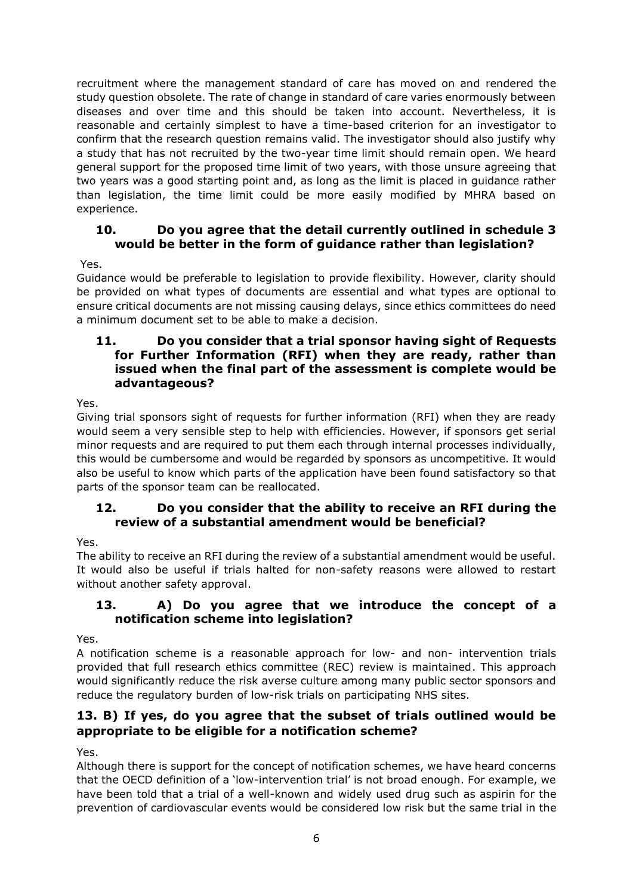recruitment where the management standard of care has moved on and rendered the study question obsolete. The rate of change in standard of care varies enormously between diseases and over time and this should be taken into account. Nevertheless, it is reasonable and certainly simplest to have a time-based criterion for an investigator to confirm that the research question remains valid. The investigator should also justify why a study that has not recruited by the two-year time limit should remain open. We heard general support for the proposed time limit of two years, with those unsure agreeing that two years was a good starting point and, as long as the limit is placed in guidance rather than legislation, the time limit could be more easily modified by MHRA based on experience.

### 10. Do you agree that the detail currently outlined in schedule 3 would be better in the form of guidance rather than legislation?

Yes.

Guidance would be preferable to legislation to provide flexibility. However, clarity should be provided on what types of documents are essential and what types are optional to ensure critical documents are not missing causing delays, since ethics committees do need a minimum document set to be able to make a decision.

### 11. Do you consider that a trial sponsor having sight of Requests for Further Information (RFI) when they are ready, rather than issued when the final part of the assessment is complete would be advantageous?

Yes.

Giving trial sponsors sight of requests for further information (RFI) when they are ready would seem a very sensible step to help with efficiencies. However, if sponsors get serial minor requests and are required to put them each through internal processes individually, this would be cumbersome and would be regarded by sponsors as uncompetitive. It would also be useful to know which parts of the application have been found satisfactory so that parts of the sponsor team can be reallocated.

### 12. Do you consider that the ability to receive an RFI during the review of a substantial amendment would be beneficial?

Yes.

The ability to receive an RFI during the review of a substantial amendment would be useful. It would also be useful if trials halted for non-safety reasons were allowed to restart without another safety approval.

### 13. A) Do you agree that we introduce the concept of a notification scheme into legislation?

Yes.

A notification scheme is a reasonable approach for low- and non- intervention trials provided that full research ethics committee (REC) review is maintained. This approach would significantly reduce the risk averse culture among many public sector sponsors and reduce the regulatory burden of low-risk trials on participating NHS sites.

### 13. B) If yes, do you agree that the subset of trials outlined would be appropriate to be eligible for a notification scheme?

Yes.

Although there is support for the concept of notification schemes, we have heard concerns that the OECD definition of a 'low-intervention trial' is not broad enough. For example, we have been told that a trial of a well-known and widely used drug such as aspirin for the prevention of cardiovascular events would be considered low risk but the same trial in the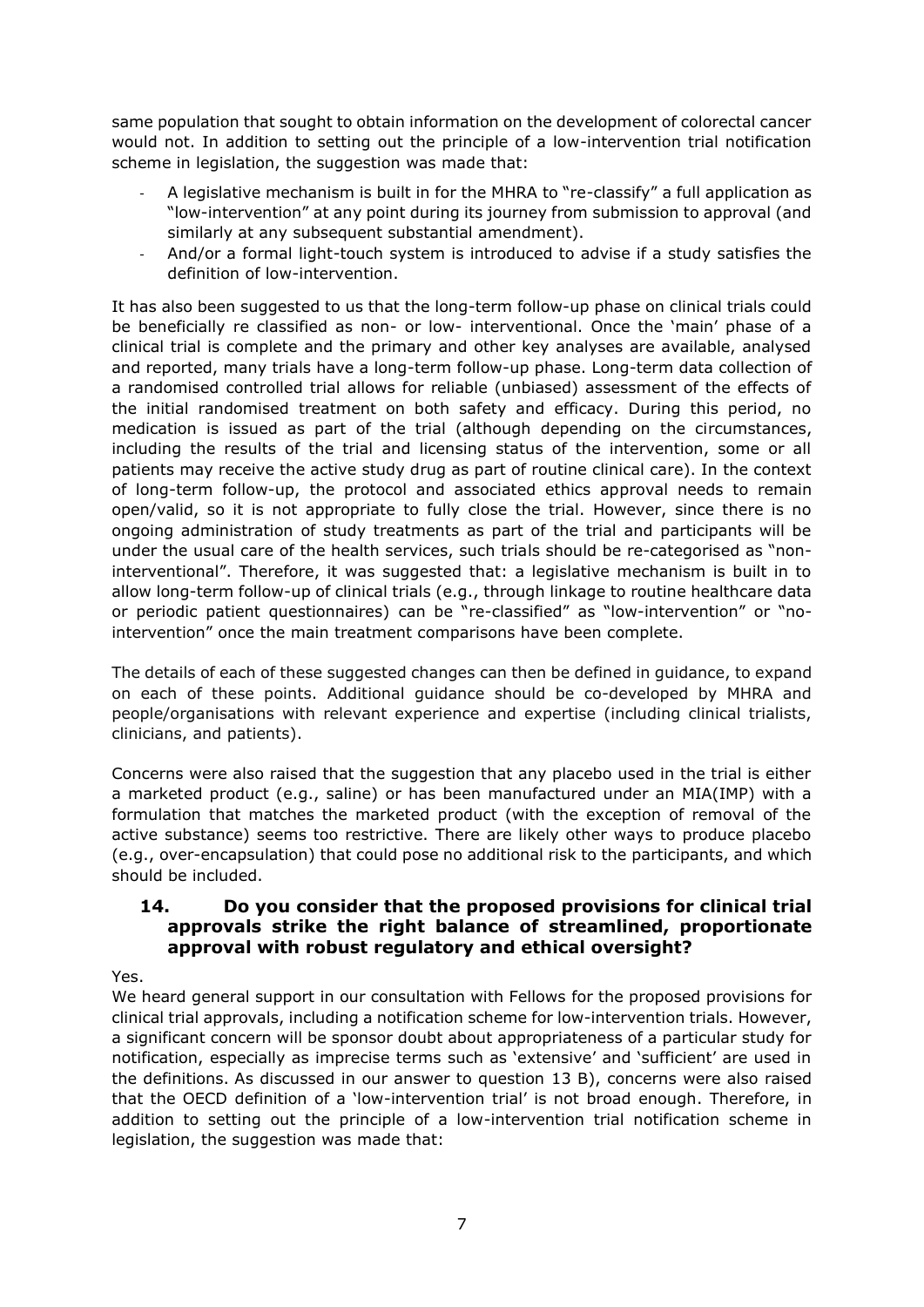same population that sought to obtain information on the development of colorectal cancer would not. In addition to setting out the principle of a low-intervention trial notification scheme in legislation, the suggestion was made that:

- A legislative mechanism is built in for the MHRA to "re-classify" a full application as "low-intervention" at any point during its journey from submission to approval (and similarly at any subsequent substantial amendment).
- And/or a formal light-touch system is introduced to advise if a study satisfies the definition of low-intervention.

It has also been suggested to us that the long-term follow-up phase on clinical trials could be beneficially re classified as non- or low- interventional. Once the 'main' phase of a clinical trial is complete and the primary and other key analyses are available, analysed and reported, many trials have a long-term follow-up phase. Long-term data collection of a randomised controlled trial allows for reliable (unbiased) assessment of the effects of the initial randomised treatment on both safety and efficacy. During this period, no medication is issued as part of the trial (although depending on the circumstances, including the results of the trial and licensing status of the intervention, some or all patients may receive the active study drug as part of routine clinical care). In the context of long-term follow-up, the protocol and associated ethics approval needs to remain open/valid, so it is not appropriate to fully close the trial. However, since there is no ongoing administration of study treatments as part of the trial and participants will be under the usual care of the health services, such trials should be re-categorised as "non-interventional". Therefore, it was suggested that: a legislative mechanism is built in to allow long-term follow-up of clinical trials (e.g., through linkage to routine healthcare data or periodic patient questionnaires) can be "re-classified" as "low-intervention" or "no-intervention" once the main treatment comparisons have been complete.

The details of each of these suggested changes can then be defined in guidance, to expand on each of these points. Additional guidance should be co-developed by MHRA and people/organisations with relevant experience and expertise (including clinical trialists, clinicians, and patients).

Concerns were also raised that the suggestion that any placebo used in the trial is either a marketed product (e.g., saline) or has been manufactured under an MIA(IMP) with a formulation that matches the marketed product (with the exception of removal of the active substance) seems too restrictive. There are likely other ways to produce placebo (e.g., over-encapsulation) that could pose no additional risk to the participants, and which should be included.

### 14. Do you consider that the proposed provisions for clinical trial approvals strike the right balance of streamlined, proportionate approval with robust regulatory and ethical oversight?

Yes.

We heard general support in our consultation with Fellows for the proposed provisions for clinical trial approvals, including a notification scheme for low-intervention trials. However, a significant concern will be sponsor doubt about appropriateness of a particular study for notification, especially as imprecise terms such as 'extensive' and 'sufficient' are used in the definitions. As discussed in our answer to question 13 B), concerns were also raised that the OECD definition of a 'low-intervention trial' is not broad enough. Therefore, in addition to setting out the principle of a low-intervention trial notification scheme in legislation, the suggestion was made that: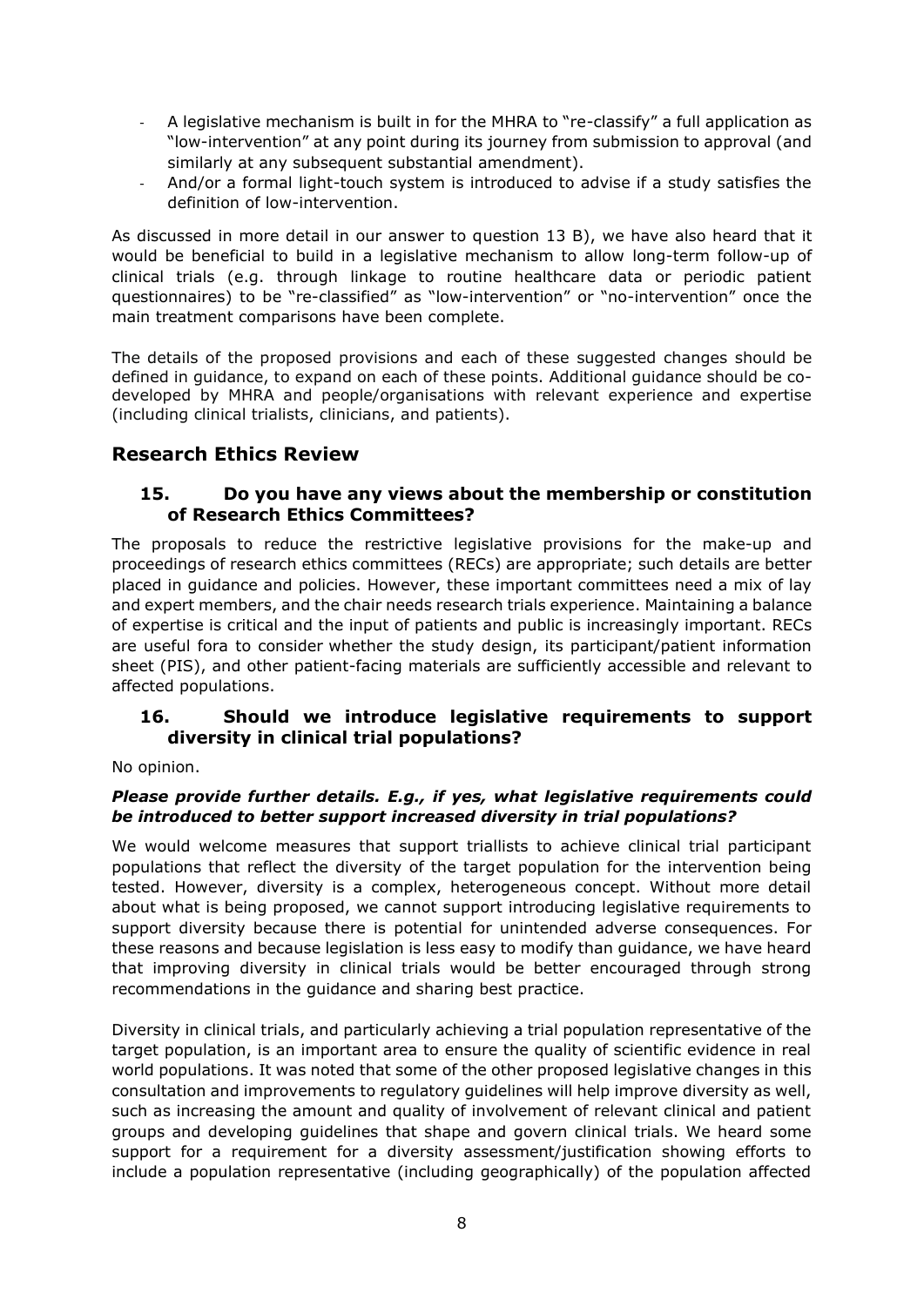- A legislative mechanism is built in for the MHRA to "re-classify" a full application as "low-intervention" at any point during its journey from submission to approval (and similarly at any subsequent substantial amendment).
- And/or a formal light-touch system is introduced to advise if a study satisfies the definition of low-intervention.

As discussed in more detail in our answer to question 13 B), we have also heard that it would be beneficial to build in a legislative mechanism to allow long-term follow-up of clinical trials (e.g. through linkage to routine healthcare data or periodic patient questionnaires) to be "re-classified" as "low-intervention" or "no-intervention" once the main treatment comparisons have been complete.

The details of the proposed provisions and each of these suggested changes should be defined in guidance, to expand on each of these points. Additional guidance should be co-developed by MHRA and people/organisations with relevant experience and expertise (including clinical trialists, clinicians, and patients).

## Research Ethics Review

### 15. Do you have any views about the membership or constitution of Research Ethics Committees?

The proposals to reduce the restrictive legislative provisions for the make-up and proceedings of research ethics committees (RECs) are appropriate; such details are better placed in guidance and policies. However, these important committees need a mix of lay and expert members, and the chair needs research trials experience. Maintaining a balance of expertise is critical and the input of patients and public is increasingly important. RECs are useful fora to consider whether the study design, its participant/patient information sheet (PIS), and other patient-facing materials are sufficiently accessible and relevant to affected populations.

### 16. Should we introduce legislative requirements to support diversity in clinical trial populations?

No opinion.

***Please provide further details. E.g., if yes, what legislative requirements could be introduced to better support increased diversity in trial populations?***

We would welcome measures that support triallists to achieve clinical trial participant populations that reflect the diversity of the target population for the intervention being tested. However, diversity is a complex, heterogeneous concept. Without more detail about what is being proposed, we cannot support introducing legislative requirements to support diversity because there is potential for unintended adverse consequences. For these reasons and because legislation is less easy to modify than guidance, we have heard that improving diversity in clinical trials would be better encouraged through strong recommendations in the guidance and sharing best practice.

Diversity in clinical trials, and particularly achieving a trial population representative of the target population, is an important area to ensure the quality of scientific evidence in real world populations. It was noted that some of the other proposed legislative changes in this consultation and improvements to regulatory guidelines will help improve diversity as well, such as increasing the amount and quality of involvement of relevant clinical and patient groups and developing guidelines that shape and govern clinical trials. We heard some support for a requirement for a diversity assessment/justification showing efforts to include a population representative (including geographically) of the population affected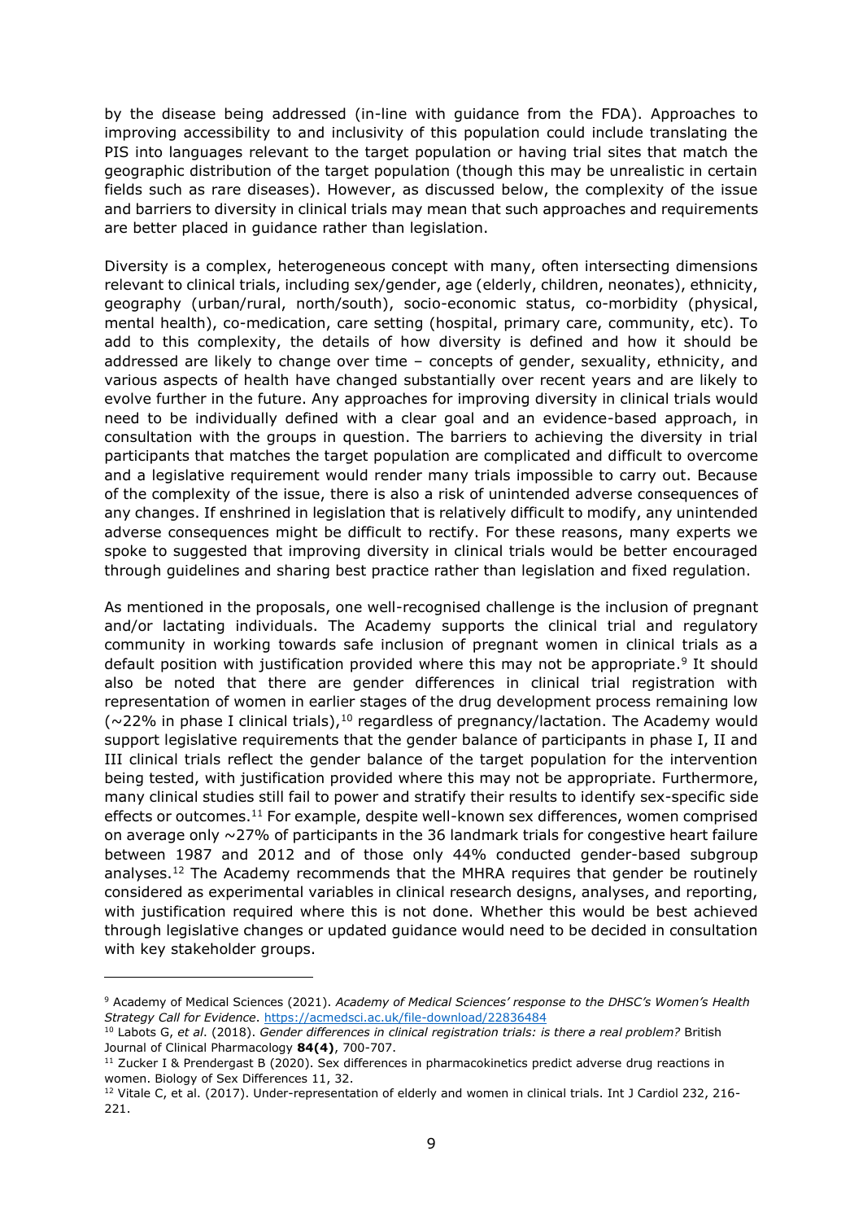by the disease being addressed (in-line with guidance from the FDA). Approaches to improving accessibility to and inclusivity of this population could include translating the PIS into languages relevant to the target population or having trial sites that match the geographic distribution of the target population (though this may be unrealistic in certain fields such as rare diseases). However, as discussed below, the complexity of the issue and barriers to diversity in clinical trials may mean that such approaches and requirements are better placed in guidance rather than legislation.

Diversity is a complex, heterogeneous concept with many, often intersecting dimensions relevant to clinical trials, including sex/gender, age (elderly, children, neonates), ethnicity, geography (urban/rural, north/south), socio-economic status, co-morbidity (physical, mental health), co-medication, care setting (hospital, primary care, community, etc). To add to this complexity, the details of how diversity is defined and how it should be addressed are likely to change over time – concepts of gender, sexuality, ethnicity, and various aspects of health have changed substantially over recent years and are likely to evolve further in the future. Any approaches for improving diversity in clinical trials would need to be individually defined with a clear goal and an evidence-based approach, in consultation with the groups in question. The barriers to achieving the diversity in trial participants that matches the target population are complicated and difficult to overcome and a legislative requirement would render many trials impossible to carry out. Because of the complexity of the issue, there is also a risk of unintended adverse consequences of any changes. If enshrined in legislation that is relatively difficult to modify, any unintended adverse consequences might be difficult to rectify. For these reasons, many experts we spoke to suggested that improving diversity in clinical trials would be better encouraged through guidelines and sharing best practice rather than legislation and fixed regulation.

As mentioned in the proposals, one well-recognised challenge is the inclusion of pregnant and/or lactating individuals. The Academy supports the clinical trial and regulatory community in working towards safe inclusion of pregnant women in clinical trials as a default position with justification provided where this may not be appropriate.[9] It should also be noted that there are gender differences in clinical trial registration with representation of women in earlier stages of the drug development process remaining low (~22% in phase I clinical trials),[10] regardless of pregnancy/lactation. The Academy would support legislative requirements that the gender balance of participants in phase I, II and III clinical trials reflect the gender balance of the target population for the intervention being tested, with justification provided where this may not be appropriate. Furthermore, many clinical studies still fail to power and stratify their results to identify sex-specific side effects or outcomes.[11] For example, despite well-known sex differences, women comprised on average only ~27% of participants in the 36 landmark trials for congestive heart failure between 1987 and 2012 and of those only 44% conducted gender-based subgroup analyses.[12] The Academy recommends that the MHRA requires that gender be routinely considered as experimental variables in clinical research designs, analyses, and reporting, with justification required where this is not done. Whether this would be best achieved through legislative changes or updated guidance would need to be decided in consultation with key stakeholder groups.

---

[9] Academy of Medical Sciences (2021). *Academy of Medical Sciences' response to the DHSC's Women's Health Strategy Call for Evidence*. https://acmedsci.ac.uk/file-download/22836484

[10] Labots G, *et al*. (2018). *Gender differences in clinical registration trials: is there a real problem?* British Journal of Clinical Pharmacology **84(4)**, 700-707.

[11] Zucker I & Prendergast B (2020). Sex differences in pharmacokinetics predict adverse drug reactions in women. Biology of Sex Differences 11, 32.

[12] Vitale C, et al. (2017). Under-representation of elderly and women in clinical trials. Int J Cardiol 232, 216-221.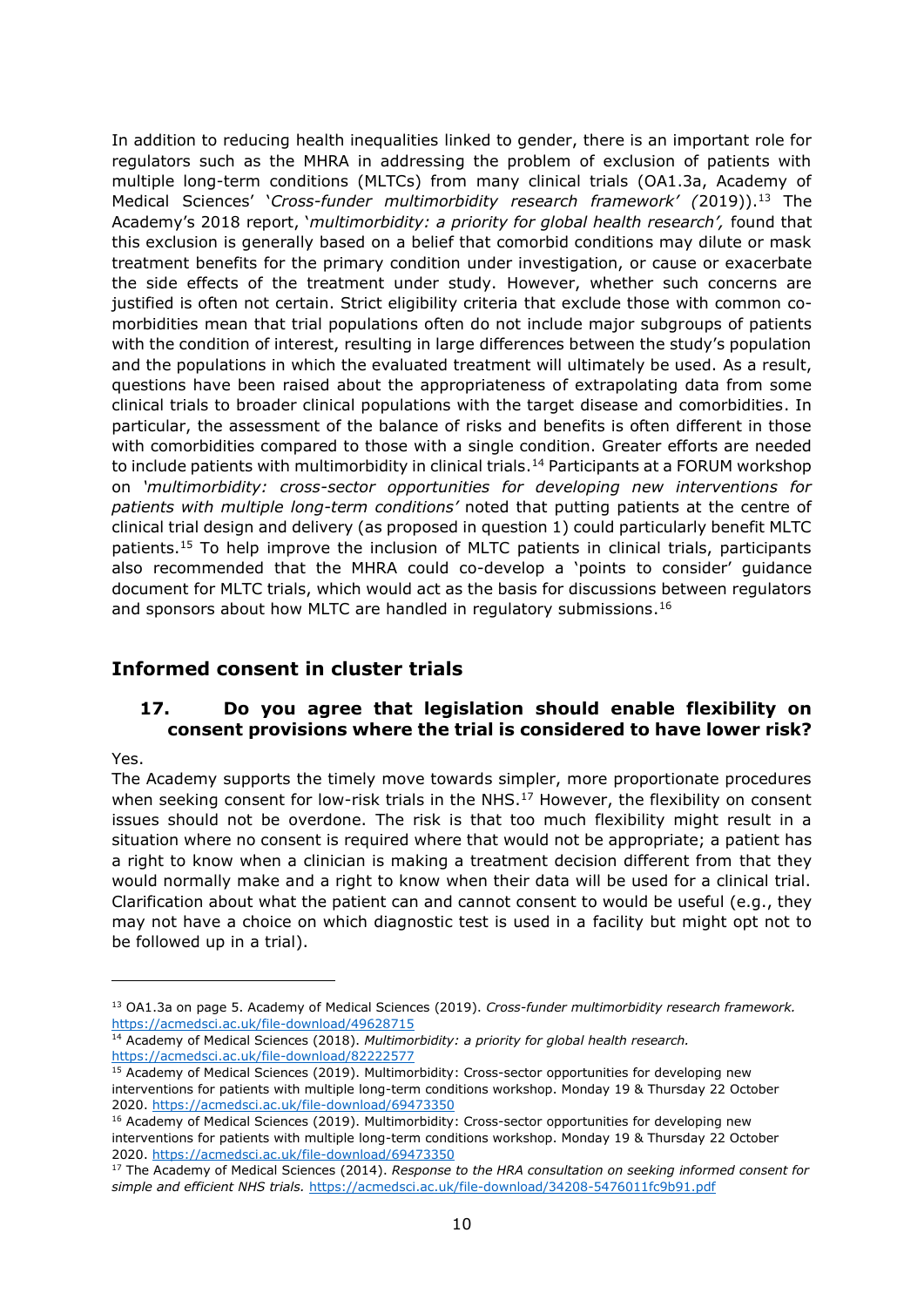In addition to reducing health inequalities linked to gender, there is an important role for regulators such as the MHRA in addressing the problem of exclusion of patients with multiple long-term conditions (MLTCs) from many clinical trials (OA1.3a, Academy of Medical Sciences' '*Cross-funder multimorbidity research framework' (*2019)).[13] The Academy's 2018 report, '*multimorbidity: a priority for global health research',* found that this exclusion is generally based on a belief that comorbid conditions may dilute or mask treatment benefits for the primary condition under investigation, or cause or exacerbate the side effects of the treatment under study. However, whether such concerns are justified is often not certain. Strict eligibility criteria that exclude those with common co-morbidities mean that trial populations often do not include major subgroups of patients with the condition of interest, resulting in large differences between the study's population and the populations in which the evaluated treatment will ultimately be used. As a result, questions have been raised about the appropriateness of extrapolating data from some clinical trials to broader clinical populations with the target disease and comorbidities. In particular, the assessment of the balance of risks and benefits is often different in those with comorbidities compared to those with a single condition. Greater efforts are needed to include patients with multimorbidity in clinical trials.[14] Participants at a FORUM workshop on *'multimorbidity: cross-sector opportunities for developing new interventions for patients with multiple long-term conditions'* noted that putting patients at the centre of clinical trial design and delivery (as proposed in question 1) could particularly benefit MLTC patients.[15] To help improve the inclusion of MLTC patients in clinical trials, participants also recommended that the MHRA could co-develop a 'points to consider' guidance document for MLTC trials, which would act as the basis for discussions between regulators and sponsors about how MLTC are handled in regulatory submissions.[16]

## Informed consent in cluster trials

### 17. Do you agree that legislation should enable flexibility on consent provisions where the trial is considered to have lower risk?

Yes.

The Academy supports the timely move towards simpler, more proportionate procedures when seeking consent for low-risk trials in the NHS.[17] However, the flexibility on consent issues should not be overdone. The risk is that too much flexibility might result in a situation where no consent is required where that would not be appropriate; a patient has a right to know when a clinician is making a treatment decision different from that they would normally make and a right to know when their data will be used for a clinical trial. Clarification about what the patient can and cannot consent to would be useful (e.g., they may not have a choice on which diagnostic test is used in a facility but might opt not to be followed up in a trial).

---

[13] OA1.3a on page 5. Academy of Medical Sciences (2019). *Cross-funder multimorbidity research framework.* https://acmedsci.ac.uk/file-download/49628715

[14] Academy of Medical Sciences (2018). *Multimorbidity: a priority for global health research.* https://acmedsci.ac.uk/file-download/82222577

[15] Academy of Medical Sciences (2019). Multimorbidity: Cross-sector opportunities for developing new interventions for patients with multiple long-term conditions workshop. Monday 19 & Thursday 22 October 2020. https://acmedsci.ac.uk/file-download/69473350

[16] Academy of Medical Sciences (2019). Multimorbidity: Cross-sector opportunities for developing new interventions for patients with multiple long-term conditions workshop. Monday 19 & Thursday 22 October 2020. https://acmedsci.ac.uk/file-download/69473350

[17] The Academy of Medical Sciences (2014). *Response to the HRA consultation on seeking informed consent for simple and efficient NHS trials.* https://acmedsci.ac.uk/file-download/34208-5476011fc9b91.pdf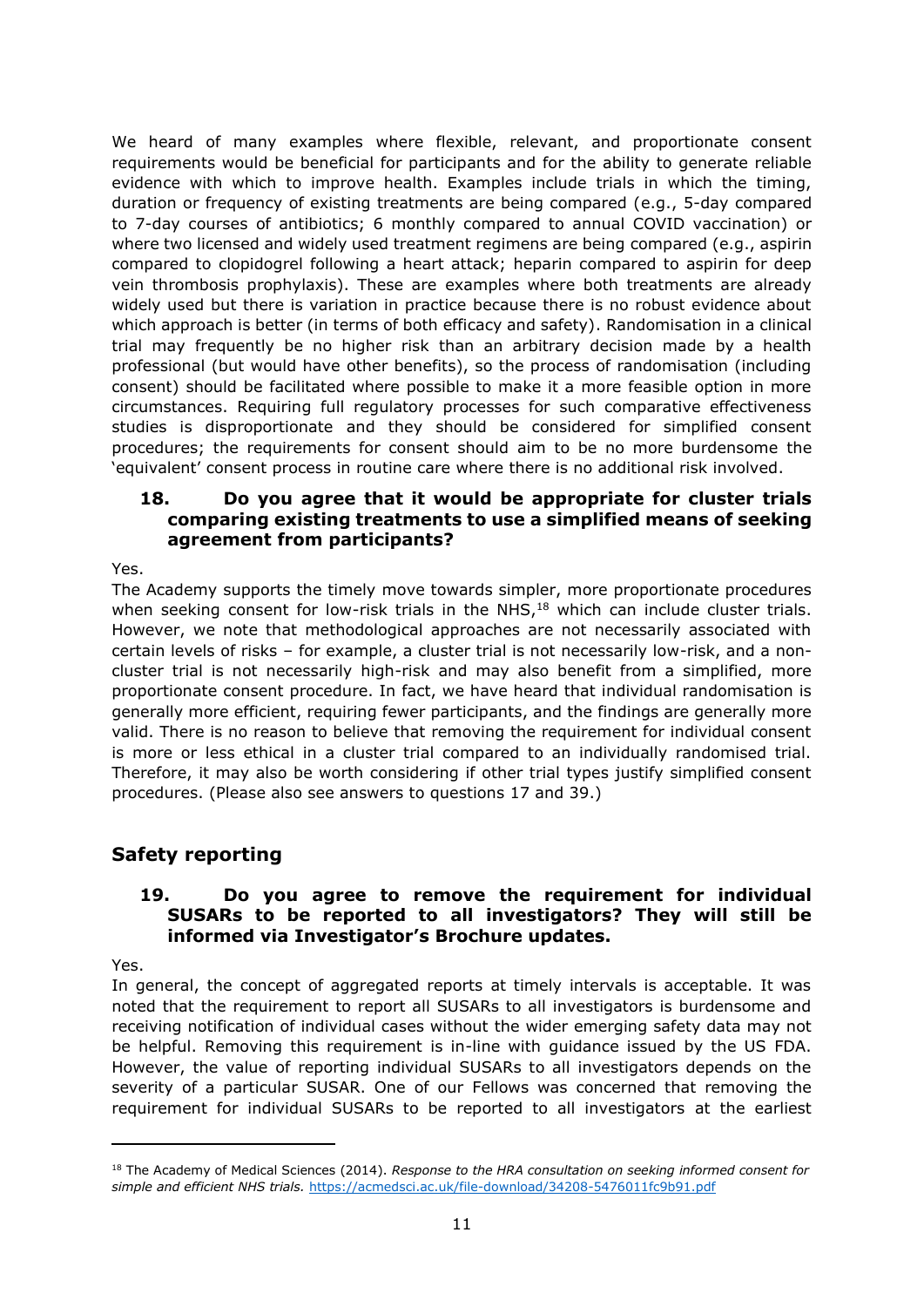We heard of many examples where flexible, relevant, and proportionate consent requirements would be beneficial for participants and for the ability to generate reliable evidence with which to improve health. Examples include trials in which the timing, duration or frequency of existing treatments are being compared (e.g., 5-day compared to 7-day courses of antibiotics; 6 monthly compared to annual COVID vaccination) or where two licensed and widely used treatment regimens are being compared (e.g., aspirin compared to clopidogrel following a heart attack; heparin compared to aspirin for deep vein thrombosis prophylaxis). These are examples where both treatments are already widely used but there is variation in practice because there is no robust evidence about which approach is better (in terms of both efficacy and safety). Randomisation in a clinical trial may frequently be no higher risk than an arbitrary decision made by a health professional (but would have other benefits), so the process of randomisation (including consent) should be facilitated where possible to make it a more feasible option in more circumstances. Requiring full regulatory processes for such comparative effectiveness studies is disproportionate and they should be considered for simplified consent procedures; the requirements for consent should aim to be no more burdensome the 'equivalent' consent process in routine care where there is no additional risk involved.

### 18. Do you agree that it would be appropriate for cluster trials comparing existing treatments to use a simplified means of seeking agreement from participants?

Yes.

The Academy supports the timely move towards simpler, more proportionate procedures when seeking consent for low-risk trials in the NHS,[18] which can include cluster trials. However, we note that methodological approaches are not necessarily associated with certain levels of risks – for example, a cluster trial is not necessarily low-risk, and a non-cluster trial is not necessarily high-risk and may also benefit from a simplified, more proportionate consent procedure. In fact, we have heard that individual randomisation is generally more efficient, requiring fewer participants, and the findings are generally more valid. There is no reason to believe that removing the requirement for individual consent is more or less ethical in a cluster trial compared to an individually randomised trial. Therefore, it may also be worth considering if other trial types justify simplified consent procedures. (Please also see answers to questions 17 and 39.)

## Safety reporting

### 19. Do you agree to remove the requirement for individual SUSARs to be reported to all investigators? They will still be informed via Investigator's Brochure updates.

Yes.

In general, the concept of aggregated reports at timely intervals is acceptable. It was noted that the requirement to report all SUSARs to all investigators is burdensome and receiving notification of individual cases without the wider emerging safety data may not be helpful. Removing this requirement is in-line with guidance issued by the US FDA. However, the value of reporting individual SUSARs to all investigators depends on the severity of a particular SUSAR. One of our Fellows was concerned that removing the requirement for individual SUSARs to be reported to all investigators at the earliest

---

[18] The Academy of Medical Sciences (2014). *Response to the HRA consultation on seeking informed consent for simple and efficient NHS trials.* https://acmedsci.ac.uk/file-download/34208-5476011fc9b91.pdf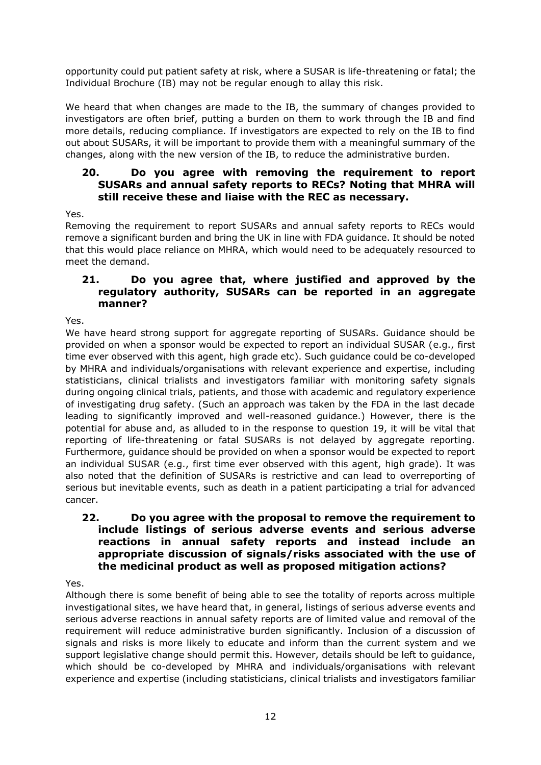opportunity could put patient safety at risk, where a SUSAR is life-threatening or fatal; the Individual Brochure (IB) may not be regular enough to allay this risk.

We heard that when changes are made to the IB, the summary of changes provided to investigators are often brief, putting a burden on them to work through the IB and find more details, reducing compliance. If investigators are expected to rely on the IB to find out about SUSARs, it will be important to provide them with a meaningful summary of the changes, along with the new version of the IB, to reduce the administrative burden.

### 20. Do you agree with removing the requirement to report SUSARs and annual safety reports to RECs? Noting that MHRA will still receive these and liaise with the REC as necessary.

Yes.

Removing the requirement to report SUSARs and annual safety reports to RECs would remove a significant burden and bring the UK in line with FDA guidance. It should be noted that this would place reliance on MHRA, which would need to be adequately resourced to meet the demand.

### 21. Do you agree that, where justified and approved by the regulatory authority, SUSARs can be reported in an aggregate manner?

Yes.

We have heard strong support for aggregate reporting of SUSARs. Guidance should be provided on when a sponsor would be expected to report an individual SUSAR (e.g., first time ever observed with this agent, high grade etc). Such guidance could be co-developed by MHRA and individuals/organisations with relevant experience and expertise, including statisticians, clinical trialists and investigators familiar with monitoring safety signals during ongoing clinical trials, patients, and those with academic and regulatory experience of investigating drug safety. (Such an approach was taken by the FDA in the last decade leading to significantly improved and well-reasoned guidance.) However, there is the potential for abuse and, as alluded to in the response to question 19, it will be vital that reporting of life-threatening or fatal SUSARs is not delayed by aggregate reporting. Furthermore, guidance should be provided on when a sponsor would be expected to report an individual SUSAR (e.g., first time ever observed with this agent, high grade). It was also noted that the definition of SUSARs is restrictive and can lead to overreporting of serious but inevitable events, such as death in a patient participating a trial for advanced cancer.

### 22. Do you agree with the proposal to remove the requirement to include listings of serious adverse events and serious adverse reactions in annual safety reports and instead include an appropriate discussion of signals/risks associated with the use of the medicinal product as well as proposed mitigation actions?

Yes.

Although there is some benefit of being able to see the totality of reports across multiple investigational sites, we have heard that, in general, listings of serious adverse events and serious adverse reactions in annual safety reports are of limited value and removal of the requirement will reduce administrative burden significantly. Inclusion of a discussion of signals and risks is more likely to educate and inform than the current system and we support legislative change should permit this. However, details should be left to guidance, which should be co-developed by MHRA and individuals/organisations with relevant experience and expertise (including statisticians, clinical trialists and investigators familiar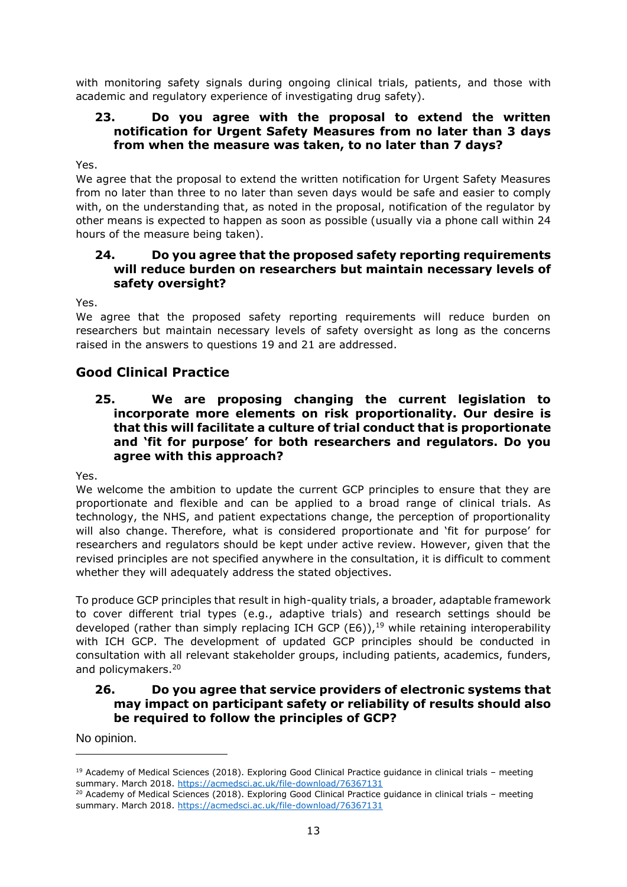with monitoring safety signals during ongoing clinical trials, patients, and those with academic and regulatory experience of investigating drug safety).

### 23. Do you agree with the proposal to extend the written notification for Urgent Safety Measures from no later than 3 days from when the measure was taken, to no later than 7 days?

Yes.

We agree that the proposal to extend the written notification for Urgent Safety Measures from no later than three to no later than seven days would be safe and easier to comply with, on the understanding that, as noted in the proposal, notification of the regulator by other means is expected to happen as soon as possible (usually via a phone call within 24 hours of the measure being taken).

### 24. Do you agree that the proposed safety reporting requirements will reduce burden on researchers but maintain necessary levels of safety oversight?

Yes.

We agree that the proposed safety reporting requirements will reduce burden on researchers but maintain necessary levels of safety oversight as long as the concerns raised in the answers to questions 19 and 21 are addressed.

## Good Clinical Practice

### 25. We are proposing changing the current legislation to incorporate more elements on risk proportionality. Our desire is that this will facilitate a culture of trial conduct that is proportionate and 'fit for purpose' for both researchers and regulators. Do you agree with this approach?

Yes.

We welcome the ambition to update the current GCP principles to ensure that they are proportionate and flexible and can be applied to a broad range of clinical trials. As technology, the NHS, and patient expectations change, the perception of proportionality will also change. Therefore, what is considered proportionate and 'fit for purpose' for researchers and regulators should be kept under active review. However, given that the revised principles are not specified anywhere in the consultation, it is difficult to comment whether they will adequately address the stated objectives.

To produce GCP principles that result in high-quality trials, a broader, adaptable framework to cover different trial types (e.g., adaptive trials) and research settings should be developed (rather than simply replacing ICH GCP (E6)),[19] while retaining interoperability with ICH GCP. The development of updated GCP principles should be conducted in consultation with all relevant stakeholder groups, including patients, academics, funders, and policymakers.[20]

### 26. Do you agree that service providers of electronic systems that may impact on participant safety or reliability of results should also be required to follow the principles of GCP?

No opinion.

---

[19] Academy of Medical Sciences (2018). Exploring Good Clinical Practice guidance in clinical trials – meeting summary. March 2018. https://acmedsci.ac.uk/file-download/76367131

[20] Academy of Medical Sciences (2018). Exploring Good Clinical Practice guidance in clinical trials – meeting summary. March 2018. https://acmedsci.ac.uk/file-download/76367131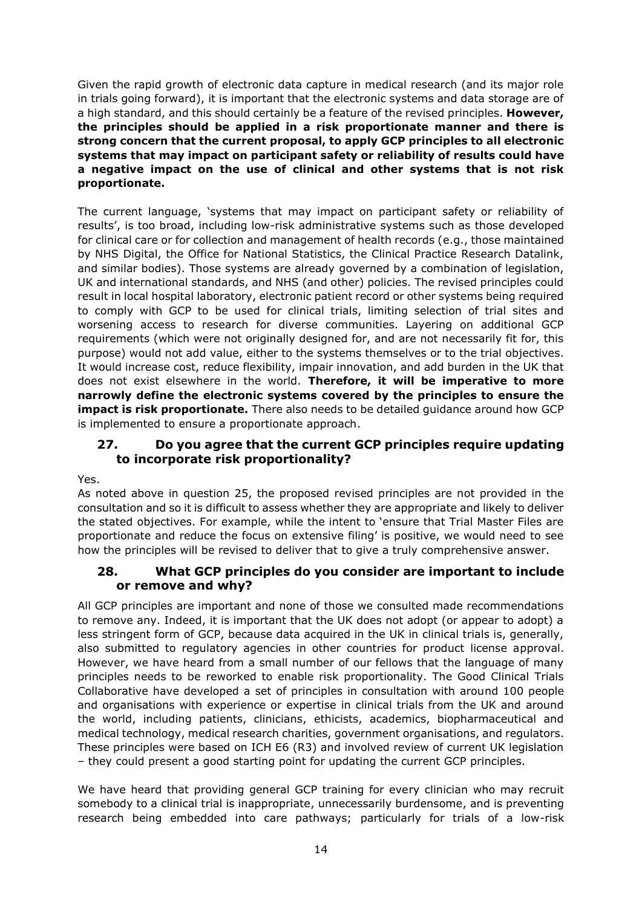Given the rapid growth of electronic data capture in medical research (and its major role in trials going forward), it is important that the electronic systems and data storage are of a high standard, and this should certainly be a feature of the revised principles. **However, the principles should be applied in a risk proportionate manner and there is strong concern that the current proposal, to apply GCP principles to all electronic systems that may impact on participant safety or reliability of results could have a negative impact on the use of clinical and other systems that is not risk proportionate.**

The current language, 'systems that may impact on participant safety or reliability of results', is too broad, including low-risk administrative systems such as those developed for clinical care or for collection and management of health records (e.g., those maintained by NHS Digital, the Office for National Statistics, the Clinical Practice Research Datalink, and similar bodies). Those systems are already governed by a combination of legislation, UK and international standards, and NHS (and other) policies. The revised principles could result in local hospital laboratory, electronic patient record or other systems being required to comply with GCP to be used for clinical trials, limiting selection of trial sites and worsening access to research for diverse communities. Layering on additional GCP requirements (which were not originally designed for, and are not necessarily fit for, this purpose) would not add value, either to the systems themselves or to the trial objectives. It would increase cost, reduce flexibility, impair innovation, and add burden in the UK that does not exist elsewhere in the world. **Therefore, it will be imperative to more narrowly define the electronic systems covered by the principles to ensure the impact is risk proportionate.** There also needs to be detailed guidance around how GCP is implemented to ensure a proportionate approach.

### 27. Do you agree that the current GCP principles require updating to incorporate risk proportionality?

Yes.

As noted above in question 25, the proposed revised principles are not provided in the consultation and so it is difficult to assess whether they are appropriate and likely to deliver the stated objectives. For example, while the intent to 'ensure that Trial Master Files are proportionate and reduce the focus on extensive filing' is positive, we would need to see how the principles will be revised to deliver that to give a truly comprehensive answer.

### 28. What GCP principles do you consider are important to include or remove and why?

All GCP principles are important and none of those we consulted made recommendations to remove any. Indeed, it is important that the UK does not adopt (or appear to adopt) a less stringent form of GCP, because data acquired in the UK in clinical trials is, generally, also submitted to regulatory agencies in other countries for product license approval. However, we have heard from a small number of our fellows that the language of many principles needs to be reworked to enable risk proportionality. The Good Clinical Trials Collaborative have developed a set of principles in consultation with around 100 people and organisations with experience or expertise in clinical trials from the UK and around the world, including patients, clinicians, ethicists, academics, biopharmaceutical and medical technology, medical research charities, government organisations, and regulators. These principles were based on ICH E6 (R3) and involved review of current UK legislation – they could present a good starting point for updating the current GCP principles.

We have heard that providing general GCP training for every clinician who may recruit somebody to a clinical trial is inappropriate, unnecessarily burdensome, and is preventing research being embedded into care pathways; particularly for trials of a low-risk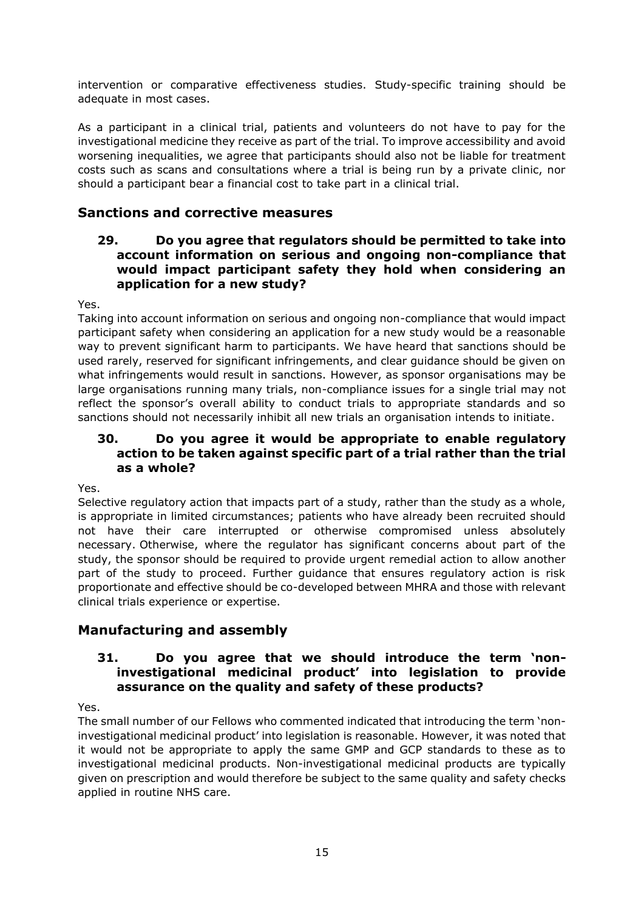intervention or comparative effectiveness studies. Study-specific training should be adequate in most cases.

As a participant in a clinical trial, patients and volunteers do not have to pay for the investigational medicine they receive as part of the trial. To improve accessibility and avoid worsening inequalities, we agree that participants should also not be liable for treatment costs such as scans and consultations where a trial is being run by a private clinic, nor should a participant bear a financial cost to take part in a clinical trial.

## Sanctions and corrective measures

### 29. Do you agree that regulators should be permitted to take into account information on serious and ongoing non-compliance that would impact participant safety they hold when considering an application for a new study?

Yes.
Taking into account information on serious and ongoing non-compliance that would impact participant safety when considering an application for a new study would be a reasonable way to prevent significant harm to participants. We have heard that sanctions should be used rarely, reserved for significant infringements, and clear guidance should be given on what infringements would result in sanctions. However, as sponsor organisations may be large organisations running many trials, non-compliance issues for a single trial may not reflect the sponsor's overall ability to conduct trials to appropriate standards and so sanctions should not necessarily inhibit all new trials an organisation intends to initiate.

### 30. Do you agree it would be appropriate to enable regulatory action to be taken against specific part of a trial rather than the trial as a whole?

Yes.
Selective regulatory action that impacts part of a study, rather than the study as a whole, is appropriate in limited circumstances; patients who have already been recruited should not have their care interrupted or otherwise compromised unless absolutely necessary. Otherwise, where the regulator has significant concerns about part of the study, the sponsor should be required to provide urgent remedial action to allow another part of the study to proceed. Further guidance that ensures regulatory action is risk proportionate and effective should be co-developed between MHRA and those with relevant clinical trials experience or expertise.

## Manufacturing and assembly

### 31. Do you agree that we should introduce the term 'non-investigational medicinal product' into legislation to provide assurance on the quality and safety of these products?

Yes.
The small number of our Fellows who commented indicated that introducing the term 'non-investigational medicinal product' into legislation is reasonable. However, it was noted that it would not be appropriate to apply the same GMP and GCP standards to these as to investigational medicinal products. Non-investigational medicinal products are typically given on prescription and would therefore be subject to the same quality and safety checks applied in routine NHS care.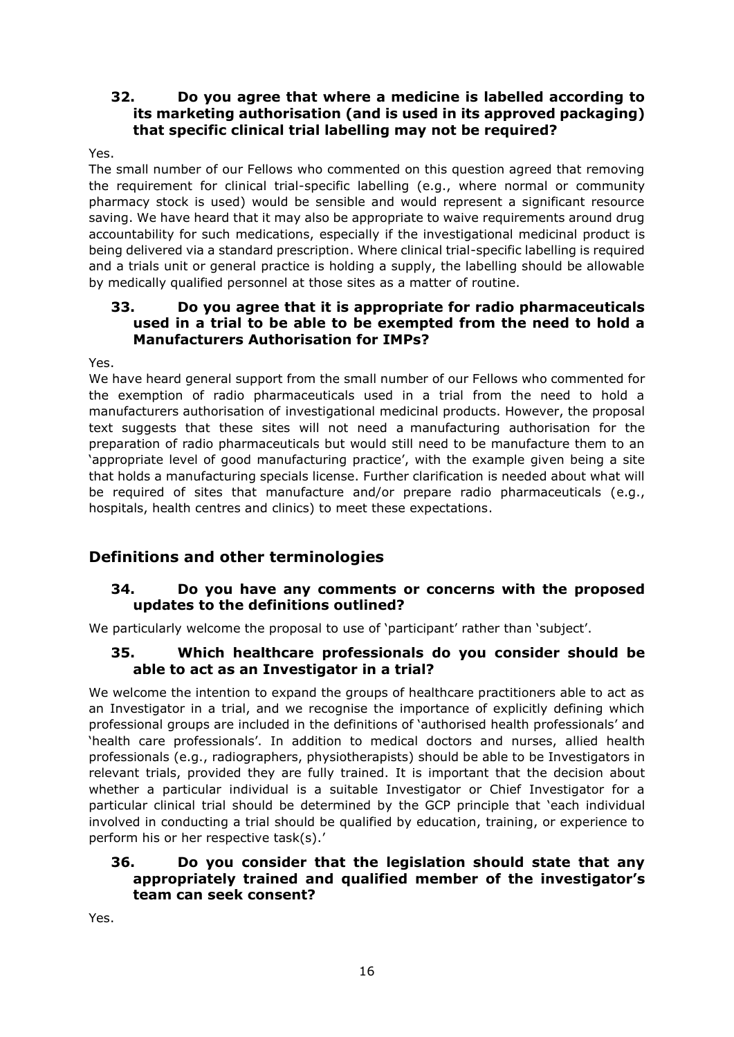### 32. Do you agree that where a medicine is labelled according to its marketing authorisation (and is used in its approved packaging) that specific clinical trial labelling may not be required?

Yes.

The small number of our Fellows who commented on this question agreed that removing the requirement for clinical trial-specific labelling (e.g., where normal or community pharmacy stock is used) would be sensible and would represent a significant resource saving. We have heard that it may also be appropriate to waive requirements around drug accountability for such medications, especially if the investigational medicinal product is being delivered via a standard prescription. Where clinical trial-specific labelling is required and a trials unit or general practice is holding a supply, the labelling should be allowable by medically qualified personnel at those sites as a matter of routine.

### 33. Do you agree that it is appropriate for radio pharmaceuticals used in a trial to be able to be exempted from the need to hold a Manufacturers Authorisation for IMPs?

Yes.

We have heard general support from the small number of our Fellows who commented for the exemption of radio pharmaceuticals used in a trial from the need to hold a manufacturers authorisation of investigational medicinal products. However, the proposal text suggests that these sites will not need a manufacturing authorisation for the preparation of radio pharmaceuticals but would still need to be manufacture them to an 'appropriate level of good manufacturing practice', with the example given being a site that holds a manufacturing specials license. Further clarification is needed about what will be required of sites that manufacture and/or prepare radio pharmaceuticals (e.g., hospitals, health centres and clinics) to meet these expectations.

## Definitions and other terminologies

### 34. Do you have any comments or concerns with the proposed updates to the definitions outlined?

We particularly welcome the proposal to use of 'participant' rather than 'subject'.

### 35. Which healthcare professionals do you consider should be able to act as an Investigator in a trial?

We welcome the intention to expand the groups of healthcare practitioners able to act as an Investigator in a trial, and we recognise the importance of explicitly defining which professional groups are included in the definitions of 'authorised health professionals' and 'health care professionals'. In addition to medical doctors and nurses, allied health professionals (e.g., radiographers, physiotherapists) should be able to be Investigators in relevant trials, provided they are fully trained. It is important that the decision about whether a particular individual is a suitable Investigator or Chief Investigator for a particular clinical trial should be determined by the GCP principle that 'each individual involved in conducting a trial should be qualified by education, training, or experience to perform his or her respective task(s).'

### 36. Do you consider that the legislation should state that any appropriately trained and qualified member of the investigator's team can seek consent?

Yes.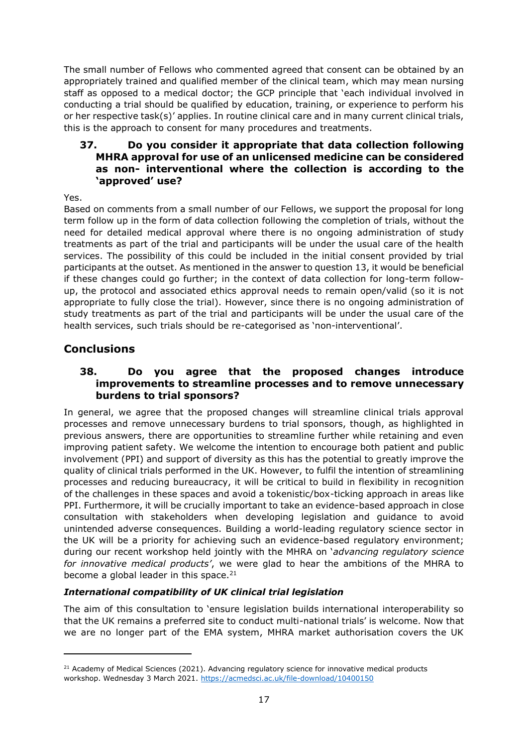The small number of Fellows who commented agreed that consent can be obtained by an appropriately trained and qualified member of the clinical team, which may mean nursing staff as opposed to a medical doctor; the GCP principle that 'each individual involved in conducting a trial should be qualified by education, training, or experience to perform his or her respective task(s)' applies. In routine clinical care and in many current clinical trials, this is the approach to consent for many procedures and treatments.

### 37. Do you consider it appropriate that data collection following MHRA approval for use of an unlicensed medicine can be considered as non- interventional where the collection is according to the 'approved' use?

Yes.

Based on comments from a small number of our Fellows, we support the proposal for long term follow up in the form of data collection following the completion of trials, without the need for detailed medical approval where there is no ongoing administration of study treatments as part of the trial and participants will be under the usual care of the health services. The possibility of this could be included in the initial consent provided by trial participants at the outset. As mentioned in the answer to question 13, it would be beneficial if these changes could go further; in the context of data collection for long-term follow-up, the protocol and associated ethics approval needs to remain open/valid (so it is not appropriate to fully close the trial). However, since there is no ongoing administration of study treatments as part of the trial and participants will be under the usual care of the health services, such trials should be re-categorised as 'non-interventional'.

## Conclusions

### 38. Do you agree that the proposed changes introduce improvements to streamline processes and to remove unnecessary burdens to trial sponsors?

In general, we agree that the proposed changes will streamline clinical trials approval processes and remove unnecessary burdens to trial sponsors, though, as highlighted in previous answers, there are opportunities to streamline further while retaining and even improving patient safety. We welcome the intention to encourage both patient and public involvement (PPI) and support of diversity as this has the potential to greatly improve the quality of clinical trials performed in the UK. However, to fulfil the intention of streamlining processes and reducing bureaucracy, it will be critical to build in flexibility in recognition of the challenges in these spaces and avoid a tokenistic/box-ticking approach in areas like PPI. Furthermore, it will be crucially important to take an evidence-based approach in close consultation with stakeholders when developing legislation and guidance to avoid unintended adverse consequences. Building a world-leading regulatory science sector in the UK will be a priority for achieving such an evidence-based regulatory environment; during our recent workshop held jointly with the MHRA on '*advancing regulatory science for innovative medical products*', we were glad to hear the ambitions of the MHRA to become a global leader in this space.[21]

#### *International compatibility of UK clinical trial legislation*

The aim of this consultation to 'ensure legislation builds international interoperability so that the UK remains a preferred site to conduct multi-national trials' is welcome. Now that we are no longer part of the EMA system, MHRA market authorisation covers the UK

---

[21] Academy of Medical Sciences (2021). Advancing regulatory science for innovative medical products workshop. Wednesday 3 March 2021. https://acmedsci.ac.uk/file-download/10400150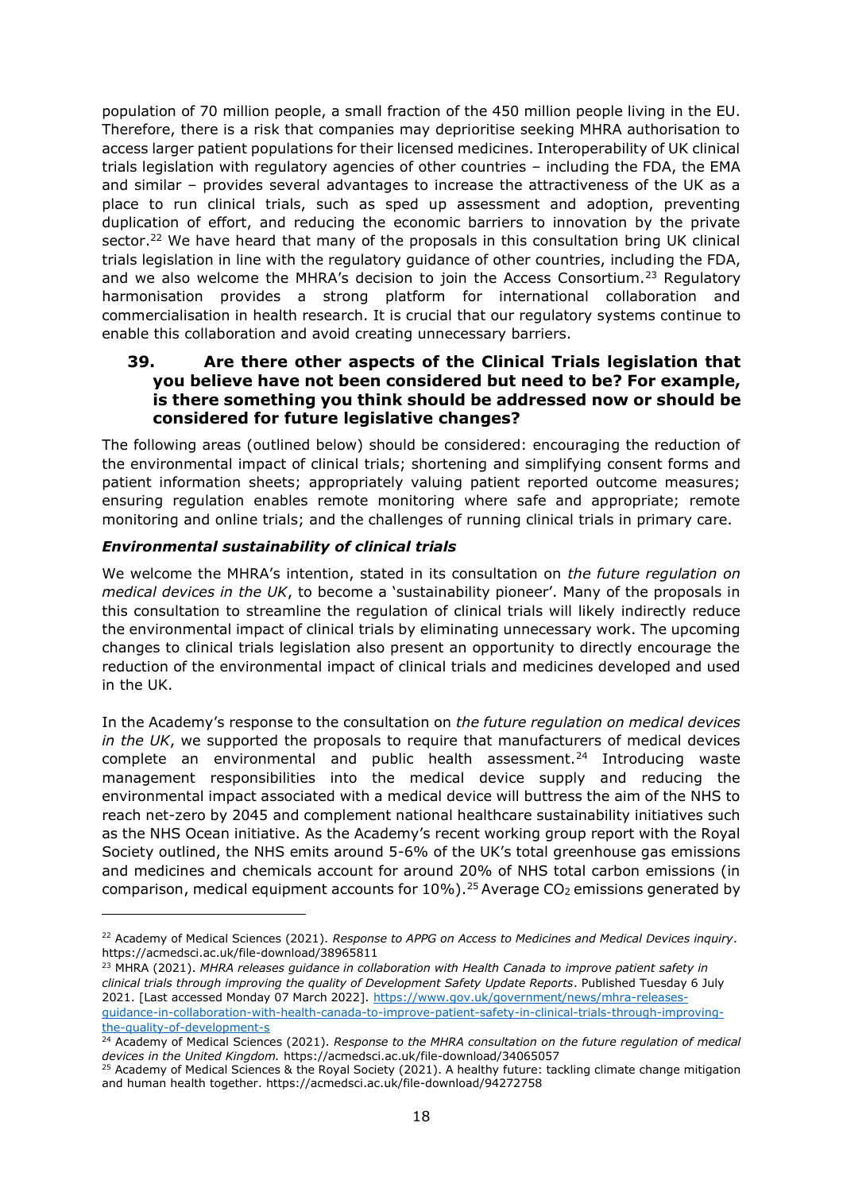population of 70 million people, a small fraction of the 450 million people living in the EU. Therefore, there is a risk that companies may deprioritise seeking MHRA authorisation to access larger patient populations for their licensed medicines. Interoperability of UK clinical trials legislation with regulatory agencies of other countries – including the FDA, the EMA and similar – provides several advantages to increase the attractiveness of the UK as a place to run clinical trials, such as sped up assessment and adoption, preventing duplication of effort, and reducing the economic barriers to innovation by the private sector.[22] We have heard that many of the proposals in this consultation bring UK clinical trials legislation in line with the regulatory guidance of other countries, including the FDA, and we also welcome the MHRA's decision to join the Access Consortium.[23] Regulatory harmonisation provides a strong platform for international collaboration and commercialisation in health research. It is crucial that our regulatory systems continue to enable this collaboration and avoid creating unnecessary barriers.

### 39. Are there other aspects of the Clinical Trials legislation that you believe have not been considered but need to be? For example, is there something you think should be addressed now or should be considered for future legislative changes?

The following areas (outlined below) should be considered: encouraging the reduction of the environmental impact of clinical trials; shortening and simplifying consent forms and patient information sheets; appropriately valuing patient reported outcome measures; ensuring regulation enables remote monitoring where safe and appropriate; remote monitoring and online trials; and the challenges of running clinical trials in primary care.

#### *Environmental sustainability of clinical trials*

We welcome the MHRA's intention, stated in its consultation on *the future regulation on medical devices in the UK*, to become a 'sustainability pioneer'. Many of the proposals in this consultation to streamline the regulation of clinical trials will likely indirectly reduce the environmental impact of clinical trials by eliminating unnecessary work. The upcoming changes to clinical trials legislation also present an opportunity to directly encourage the reduction of the environmental impact of clinical trials and medicines developed and used in the UK.

In the Academy's response to the consultation on *the future regulation on medical devices in the UK*, we supported the proposals to require that manufacturers of medical devices complete an environmental and public health assessment.[24] Introducing waste management responsibilities into the medical device supply and reducing the environmental impact associated with a medical device will buttress the aim of the NHS to reach net-zero by 2045 and complement national healthcare sustainability initiatives such as the NHS Ocean initiative. As the Academy's recent working group report with the Royal Society outlined, the NHS emits around 5-6% of the UK's total greenhouse gas emissions and medicines and chemicals account for around 20% of NHS total carbon emissions (in comparison, medical equipment accounts for 10%).[25] Average $CO_2$ emissions generated by

---

[22] Academy of Medical Sciences (2021). *Response to APPG on Access to Medicines and Medical Devices inquiry*. https://acmedsci.ac.uk/file-download/38965811

[23] MHRA (2021). *MHRA releases guidance in collaboration with Health Canada to improve patient safety in clinical trials through improving the quality of Development Safety Update Reports*. Published Tuesday 6 July 2021. [Last accessed Monday 07 March 2022]. https://www.gov.uk/government/news/mhra-releases-guidance-in-collaboration-with-health-canada-to-improve-patient-safety-in-clinical-trials-through-improving-the-quality-of-development-s

[24] Academy of Medical Sciences (2021). *Response to the MHRA consultation on the future regulation of medical devices in the United Kingdom.* https://acmedsci.ac.uk/file-download/34065057

[25] Academy of Medical Sciences & the Royal Society (2021). A healthy future: tackling climate change mitigation and human health together. https://acmedsci.ac.uk/file-download/94272758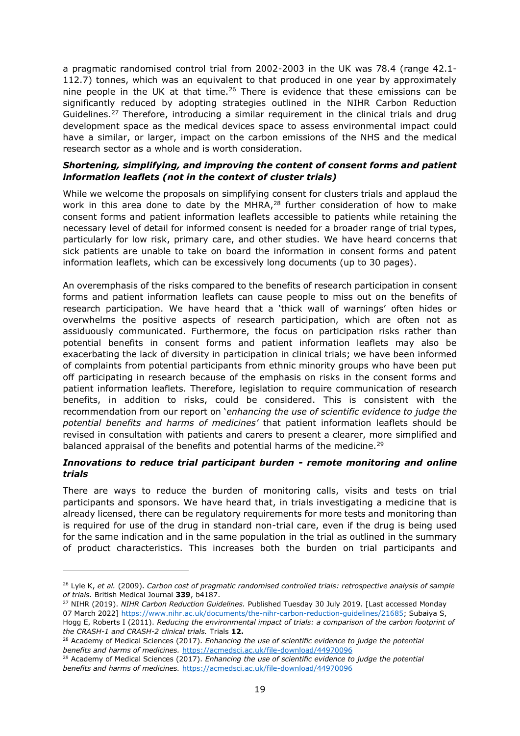a pragmatic randomised control trial from 2002-2003 in the UK was 78.4 (range 42.1-112.7) tonnes, which was an equivalent to that produced in one year by approximately nine people in the UK at that time.[26] There is evidence that these emissions can be significantly reduced by adopting strategies outlined in the NIHR Carbon Reduction Guidelines.[27] Therefore, introducing a similar requirement in the clinical trials and drug development space as the medical devices space to assess environmental impact could have a similar, or larger, impact on the carbon emissions of the NHS and the medical research sector as a whole and is worth consideration.

***Shortening, simplifying, and improving the content of consent forms and patient information leaflets (not in the context of cluster trials)***

While we welcome the proposals on simplifying consent for clusters trials and applaud the work in this area done to date by the MHRA,[28] further consideration of how to make consent forms and patient information leaflets accessible to patients while retaining the necessary level of detail for informed consent is needed for a broader range of trial types, particularly for low risk, primary care, and other studies. We have heard concerns that sick patients are unable to take on board the information in consent forms and patent information leaflets, which can be excessively long documents (up to 30 pages).

An overemphasis of the risks compared to the benefits of research participation in consent forms and patient information leaflets can cause people to miss out on the benefits of research participation. We have heard that a 'thick wall of warnings' often hides or overwhelms the positive aspects of research participation, which are often not as assiduously communicated. Furthermore, the focus on participation risks rather than potential benefits in consent forms and patient information leaflets may also be exacerbating the lack of diversity in participation in clinical trials; we have been informed of complaints from potential participants from ethnic minority groups who have been put off participating in research because of the emphasis on risks in the consent forms and patient information leaflets. Therefore, legislation to require communication of research benefits, in addition to risks, could be considered. This is consistent with the recommendation from our report on '*enhancing the use of scientific evidence to judge the potential benefits and harms of medicines'* that patient information leaflets should be revised in consultation with patients and carers to present a clearer, more simplified and balanced appraisal of the benefits and potential harms of the medicine.[29]

***Innovations to reduce trial participant burden - remote monitoring and online trials***

There are ways to reduce the burden of monitoring calls, visits and tests on trial participants and sponsors. We have heard that, in trials investigating a medicine that is already licensed, there can be regulatory requirements for more tests and monitoring than is required for use of the drug in standard non-trial care, even if the drug is being used for the same indication and in the same population in the trial as outlined in the summary of product characteristics. This increases both the burden on trial participants and

---

[26] Lyle K, *et al.* (2009). *Carbon cost of pragmatic randomised controlled trials: retrospective analysis of sample of trials.* British Medical Journal **339**, b4187.

[27] NIHR (2019). *NIHR Carbon Reduction Guidelines.* Published Tuesday 30 July 2019. [Last accessed Monday 07 March 2022] https://www.nihr.ac.uk/documents/the-nihr-carbon-reduction-guidelines/21685; Subaiya S, Hogg E, Roberts I (2011). *Reducing the environmental impact of trials: a comparison of the carbon footprint of the CRASH-1 and CRASH-2 clinical trials.* Trials **12.**

[28] Academy of Medical Sciences (2017). *Enhancing the use of scientific evidence to judge the potential benefits and harms of medicines.* https://acmedsci.ac.uk/file-download/44970096

[29] Academy of Medical Sciences (2017). *Enhancing the use of scientific evidence to judge the potential benefits and harms of medicines.* https://acmedsci.ac.uk/file-download/44970096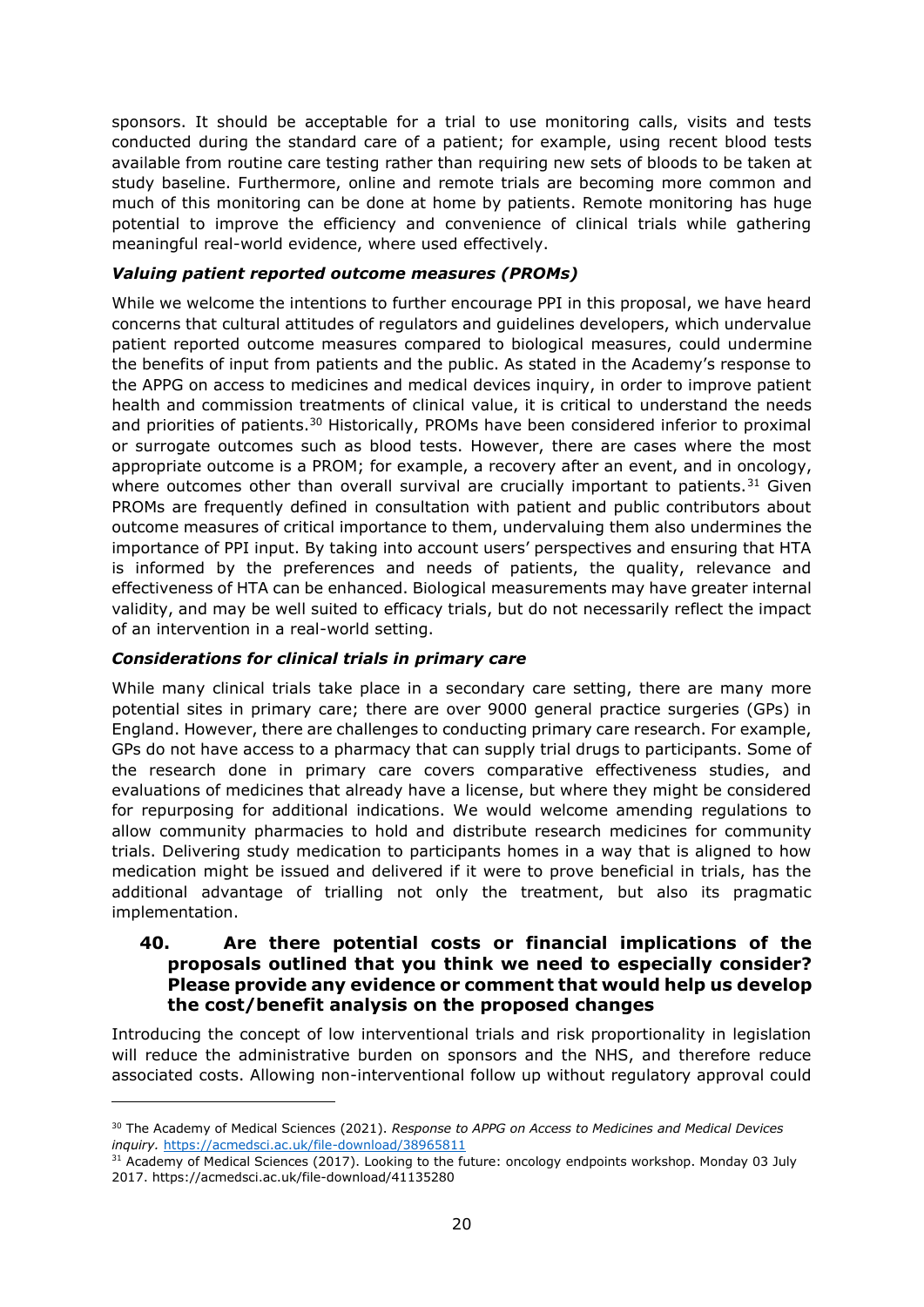sponsors. It should be acceptable for a trial to use monitoring calls, visits and tests conducted during the standard care of a patient; for example, using recent blood tests available from routine care testing rather than requiring new sets of bloods to be taken at study baseline. Furthermore, online and remote trials are becoming more common and much of this monitoring can be done at home by patients. Remote monitoring has huge potential to improve the efficiency and convenience of clinical trials while gathering meaningful real-world evidence, where used effectively.

***Valuing patient reported outcome measures (PROMs)***

While we welcome the intentions to further encourage PPI in this proposal, we have heard concerns that cultural attitudes of regulators and guidelines developers, which undervalue patient reported outcome measures compared to biological measures, could undermine the benefits of input from patients and the public. As stated in the Academy's response to the APPG on access to medicines and medical devices inquiry, in order to improve patient health and commission treatments of clinical value, it is critical to understand the needs and priorities of patients.[30] Historically, PROMs have been considered inferior to proximal or surrogate outcomes such as blood tests. However, there are cases where the most appropriate outcome is a PROM; for example, a recovery after an event, and in oncology, where outcomes other than overall survival are crucially important to patients.[31] Given PROMs are frequently defined in consultation with patient and public contributors about outcome measures of critical importance to them, undervaluing them also undermines the importance of PPI input. By taking into account users' perspectives and ensuring that HTA is informed by the preferences and needs of patients, the quality, relevance and effectiveness of HTA can be enhanced. Biological measurements may have greater internal validity, and may be well suited to efficacy trials, but do not necessarily reflect the impact of an intervention in a real-world setting.

***Considerations for clinical trials in primary care***

While many clinical trials take place in a secondary care setting, there are many more potential sites in primary care; there are over 9000 general practice surgeries (GPs) in England. However, there are challenges to conducting primary care research. For example, GPs do not have access to a pharmacy that can supply trial drugs to participants. Some of the research done in primary care covers comparative effectiveness studies, and evaluations of medicines that already have a license, but where they might be considered for repurposing for additional indications. We would welcome amending regulations to allow community pharmacies to hold and distribute research medicines for community trials. Delivering study medication to participants homes in a way that is aligned to how medication might be issued and delivered if it were to prove beneficial in trials, has the additional advantage of trialling not only the treatment, but also its pragmatic implementation.

### 40. Are there potential costs or financial implications of the proposals outlined that you think we need to especially consider? Please provide any evidence or comment that would help us develop the cost/benefit analysis on the proposed changes

Introducing the concept of low interventional trials and risk proportionality in legislation will reduce the administrative burden on sponsors and the NHS, and therefore reduce associated costs. Allowing non-interventional follow up without regulatory approval could

---

[30] The Academy of Medical Sciences (2021). *Response to APPG on Access to Medicines and Medical Devices inquiry.* https://acmedsci.ac.uk/file-download/38965811

[31] Academy of Medical Sciences (2017). Looking to the future: oncology endpoints workshop. Monday 03 July 2017. https://acmedsci.ac.uk/file-download/41135280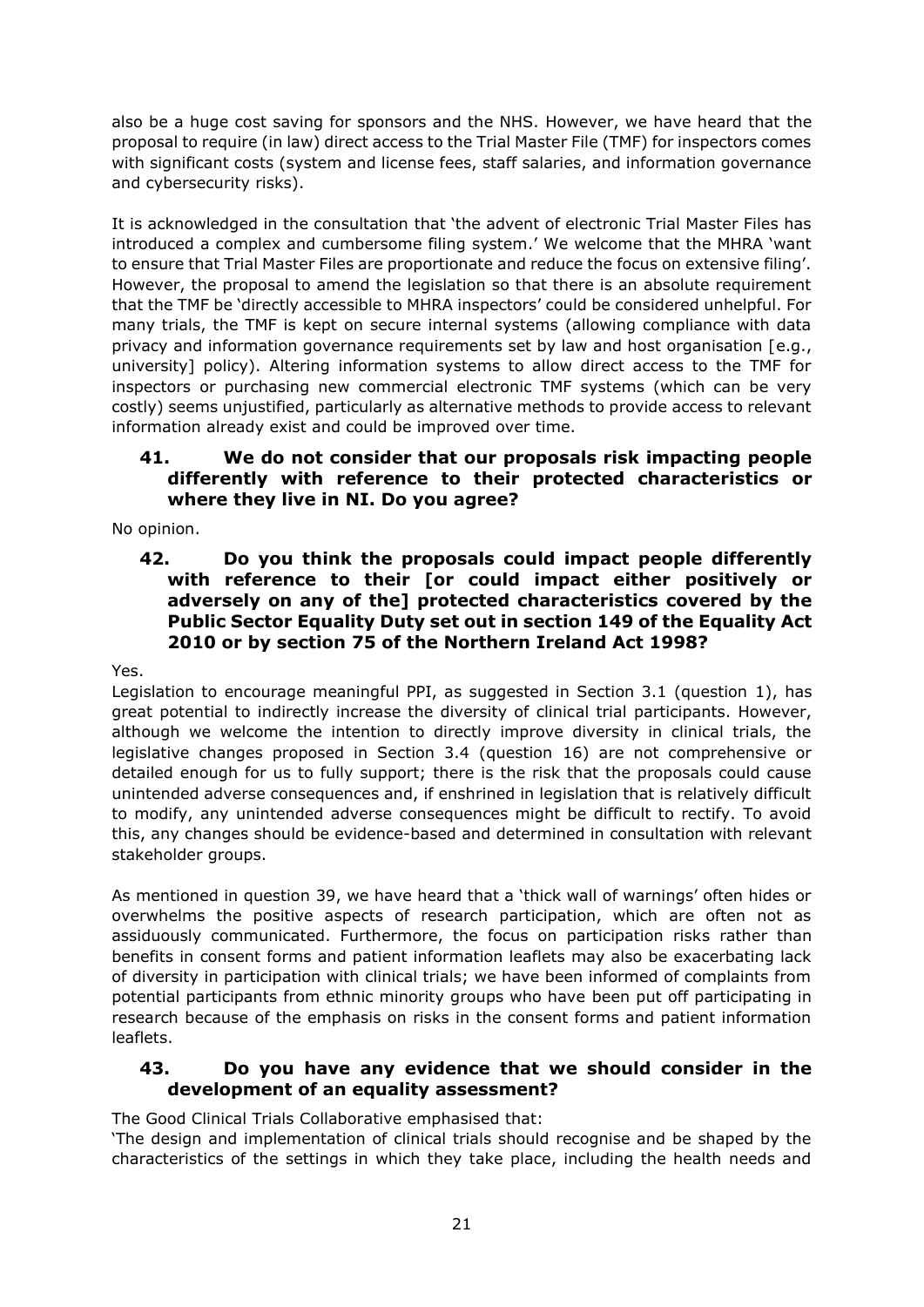also be a huge cost saving for sponsors and the NHS. However, we have heard that the proposal to require (in law) direct access to the Trial Master File (TMF) for inspectors comes with significant costs (system and license fees, staff salaries, and information governance and cybersecurity risks).

It is acknowledged in the consultation that 'the advent of electronic Trial Master Files has introduced a complex and cumbersome filing system.' We welcome that the MHRA 'want to ensure that Trial Master Files are proportionate and reduce the focus on extensive filing'. However, the proposal to amend the legislation so that there is an absolute requirement that the TMF be 'directly accessible to MHRA inspectors' could be considered unhelpful. For many trials, the TMF is kept on secure internal systems (allowing compliance with data privacy and information governance requirements set by law and host organisation [e.g., university] policy). Altering information systems to allow direct access to the TMF for inspectors or purchasing new commercial electronic TMF systems (which can be very costly) seems unjustified, particularly as alternative methods to provide access to relevant information already exist and could be improved over time.

### 41. We do not consider that our proposals risk impacting people differently with reference to their protected characteristics or where they live in NI. Do you agree?

No opinion.

### 42. Do you think the proposals could impact people differently with reference to their [or could impact either positively or adversely on any of the] protected characteristics covered by the Public Sector Equality Duty set out in section 149 of the Equality Act 2010 or by section 75 of the Northern Ireland Act 1998?

Yes.

Legislation to encourage meaningful PPI, as suggested in Section 3.1 (question 1), has great potential to indirectly increase the diversity of clinical trial participants. However, although we welcome the intention to directly improve diversity in clinical trials, the legislative changes proposed in Section 3.4 (question 16) are not comprehensive or detailed enough for us to fully support; there is the risk that the proposals could cause unintended adverse consequences and, if enshrined in legislation that is relatively difficult to modify, any unintended adverse consequences might be difficult to rectify. To avoid this, any changes should be evidence-based and determined in consultation with relevant stakeholder groups.

As mentioned in question 39, we have heard that a 'thick wall of warnings' often hides or overwhelms the positive aspects of research participation, which are often not as assiduously communicated. Furthermore, the focus on participation risks rather than benefits in consent forms and patient information leaflets may also be exacerbating lack of diversity in participation with clinical trials; we have been informed of complaints from potential participants from ethnic minority groups who have been put off participating in research because of the emphasis on risks in the consent forms and patient information leaflets.

### 43. Do you have any evidence that we should consider in the development of an equality assessment?

The Good Clinical Trials Collaborative emphasised that:

'The design and implementation of clinical trials should recognise and be shaped by the characteristics of the settings in which they take place, including the health needs and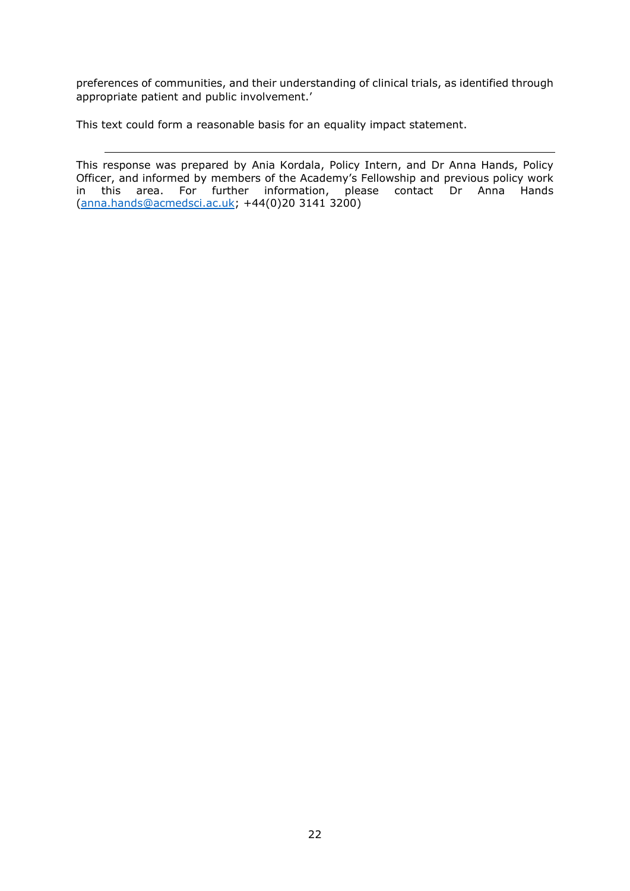preferences of communities, and their understanding of clinical trials, as identified through appropriate patient and public involvement.'

This text could form a reasonable basis for an equality impact statement.

---

This response was prepared by Ania Kordala, Policy Intern, and Dr Anna Hands, Policy Officer, and informed by members of the Academy's Fellowship and previous policy work in this area. For further information, please contact Dr Anna Hands (anna.hands@acmedsci.ac.uk; +44(0)20 3141 3200)